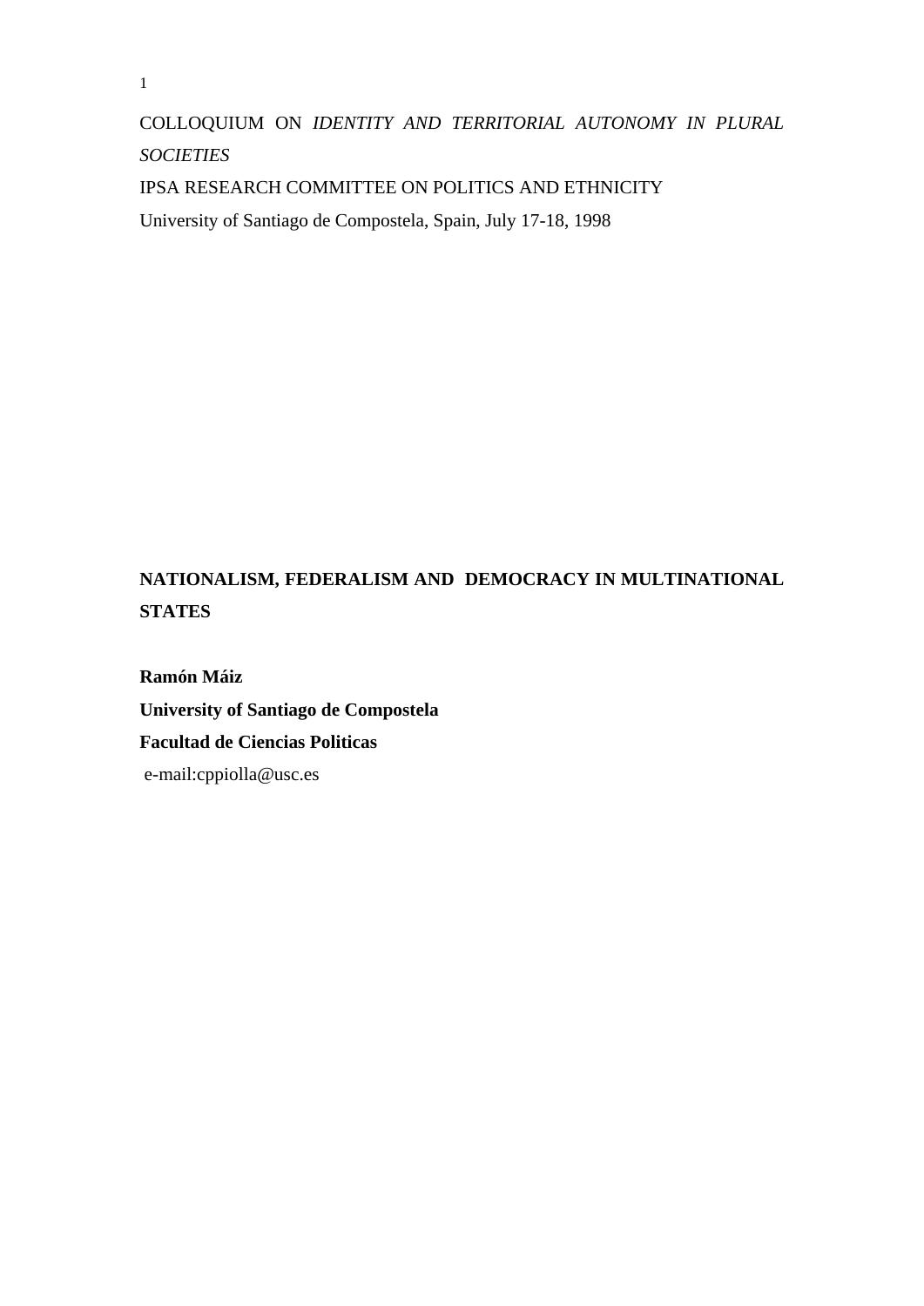COLLOQUIUM ON *IDENTITY AND TERRITORIAL AUTONOMY IN PLURAL SOCIETIES*

IPSA RESEARCH COMMITTEE ON POLITICS AND ETHNICITY

University of Santiago de Compostela, Spain, July 17-18, 1998

# NATIONALISM, FEDERALISM AND DEMOCRACY IN MULTINATIONAL STATES

**Ramón Máiz**

**University of Santiago de Compostela**

**Facultad de Ciencias Politicas**

e-mail:cppiolla@usc.es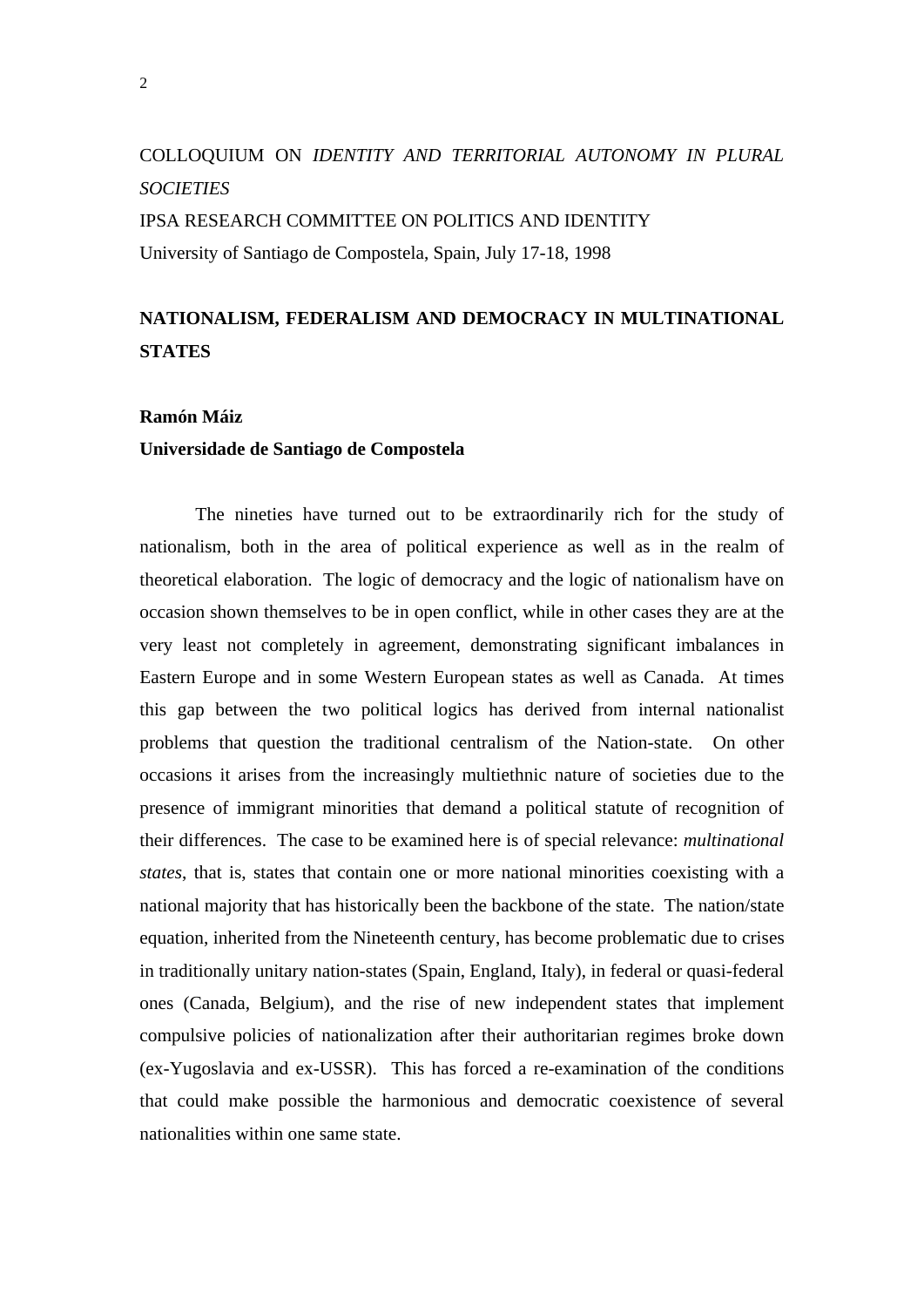COLLOQUIUM ON *IDENTITY AND TERRITORIAL AUTONOMY IN PLURAL SOCIETIES*

IPSA RESEARCH COMMITTEE ON POLITICS AND IDENTITY

University of Santiago de Compostela, Spain, July 17-18, 1998

# NATIONALISM, FEDERALISM AND DEMOCRACY IN MULTINATIONAL STATES

**Ramón Máiz**

**Universidade de Santiago de Compostela**

The nineties have turned out to be extraordinarily rich for the study of nationalism, both in the area of political experience as well as in the realm of theoretical elaboration. The logic of democracy and the logic of nationalism have on occasion shown themselves to be in open conflict, while in other cases they are at the very least not completely in agreement, demonstrating significant imbalances in Eastern Europe and in some Western European states as well as Canada. At times this gap between the two political logics has derived from internal nationalist problems that question the traditional centralism of the Nation-state. On other occasions it arises from the increasingly multiethnic nature of societies due to the presence of immigrant minorities that demand a political statute of recognition of their differences. The case to be examined here is of special relevance: *multinational states*, that is, states that contain one or more national minorities coexisting with a national majority that has historically been the backbone of the state. The nation/state equation, inherited from the Nineteenth century, has become problematic due to crises in traditionally unitary nation-states (Spain, England, Italy), in federal or quasi-federal ones (Canada, Belgium), and the rise of new independent states that implement compulsive policies of nationalization after their authoritarian regimes broke down (ex-Yugoslavia and ex-USSR). This has forced a re-examination of the conditions that could make possible the harmonious and democratic coexistence of several nationalities within one same state.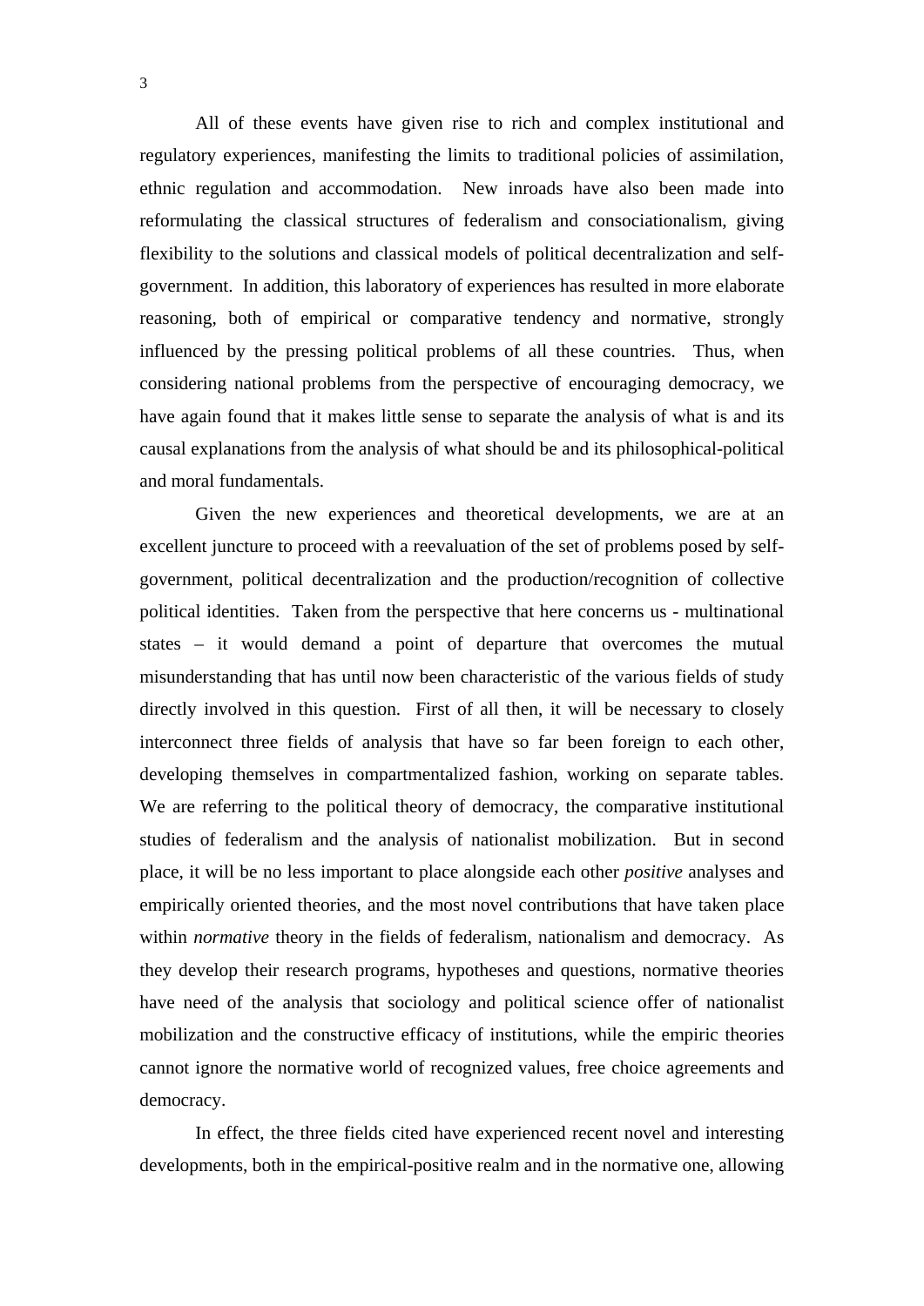All of these events have given rise to rich and complex institutional and regulatory experiences, manifesting the limits to traditional policies of assimilation, ethnic regulation and accommodation. New inroads have also been made into reformulating the classical structures of federalism and consociationalism, giving flexibility to the solutions and classical models of political decentralization and self-government. In addition, this laboratory of experiences has resulted in more elaborate reasoning, both of empirical or comparative tendency and normative, strongly influenced by the pressing political problems of all these countries. Thus, when considering national problems from the perspective of encouraging democracy, we have again found that it makes little sense to separate the analysis of what is and its causal explanations from the analysis of what should be and its philosophical-political and moral fundamentals.

Given the new experiences and theoretical developments, we are at an excellent juncture to proceed with a reevaluation of the set of problems posed by self-government, political decentralization and the production/recognition of collective political identities. Taken from the perspective that here concerns us - multinational states – it would demand a point of departure that overcomes the mutual misunderstanding that has until now been characteristic of the various fields of study directly involved in this question. First of all then, it will be necessary to closely interconnect three fields of analysis that have so far been foreign to each other, developing themselves in compartmentalized fashion, working on separate tables. We are referring to the political theory of democracy, the comparative institutional studies of federalism and the analysis of nationalist mobilization. But in second place, it will be no less important to place alongside each other *positive* analyses and empirically oriented theories, and the most novel contributions that have taken place within *normative* theory in the fields of federalism, nationalism and democracy. As they develop their research programs, hypotheses and questions, normative theories have need of the analysis that sociology and political science offer of nationalist mobilization and the constructive efficacy of institutions, while the empiric theories cannot ignore the normative world of recognized values, free choice agreements and democracy.

In effect, the three fields cited have experienced recent novel and interesting developments, both in the empirical-positive realm and in the normative one, allowing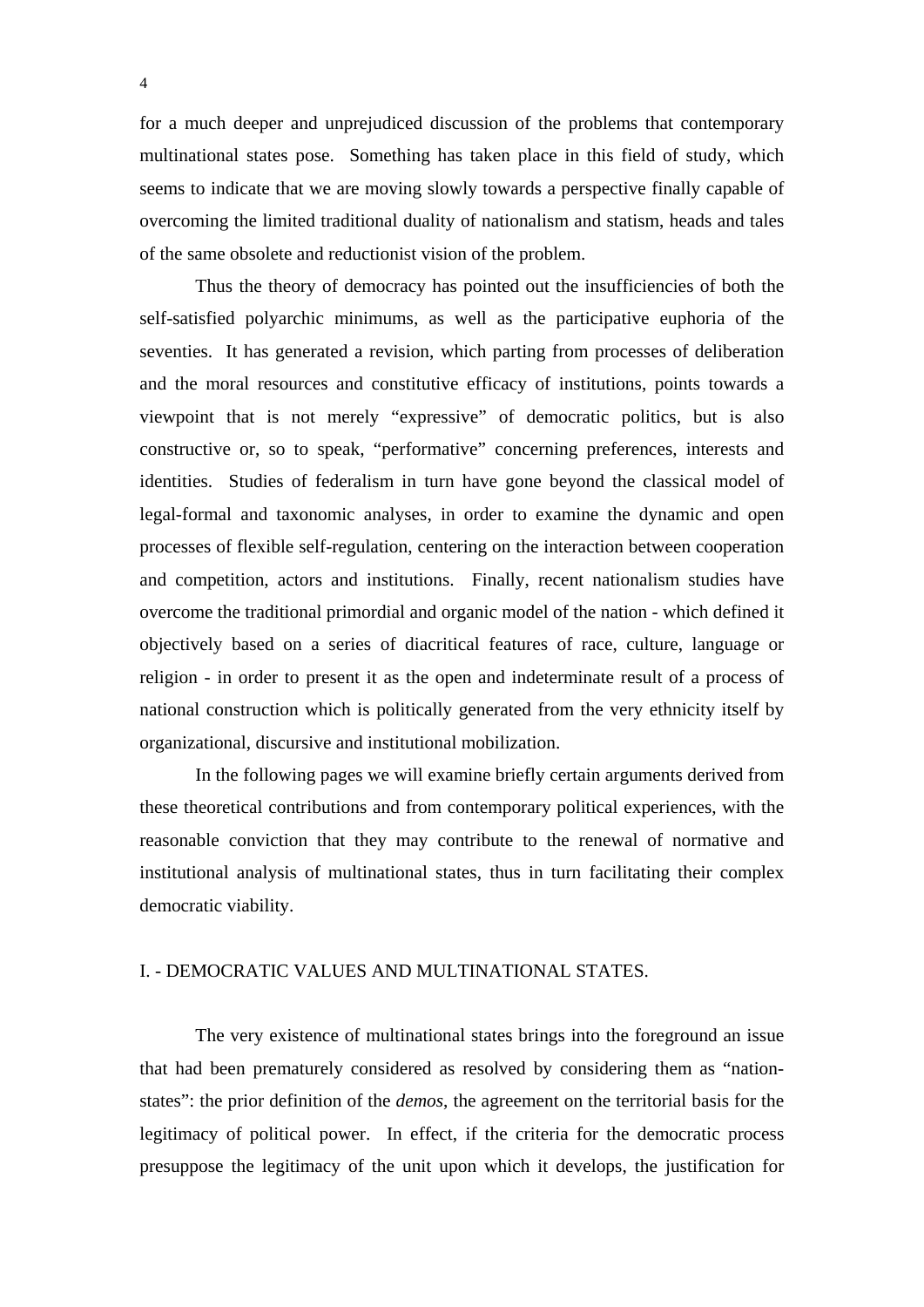for a much deeper and unprejudiced discussion of the problems that contemporary multinational states pose. Something has taken place in this field of study, which seems to indicate that we are moving slowly towards a perspective finally capable of overcoming the limited traditional duality of nationalism and statism, heads and tales of the same obsolete and reductionist vision of the problem.

Thus the theory of democracy has pointed out the insufficiencies of both the self-satisfied polyarchic minimums, as well as the participative euphoria of the seventies. It has generated a revision, which parting from processes of deliberation and the moral resources and constitutive efficacy of institutions, points towards a viewpoint that is not merely "expressive" of democratic politics, but is also constructive or, so to speak, "performative" concerning preferences, interests and identities. Studies of federalism in turn have gone beyond the classical model of legal-formal and taxonomic analyses, in order to examine the dynamic and open processes of flexible self-regulation, centering on the interaction between cooperation and competition, actors and institutions. Finally, recent nationalism studies have overcome the traditional primordial and organic model of the nation - which defined it objectively based on a series of diacritical features of race, culture, language or religion - in order to present it as the open and indeterminate result of a process of national construction which is politically generated from the very ethnicity itself by organizational, discursive and institutional mobilization.

In the following pages we will examine briefly certain arguments derived from these theoretical contributions and from contemporary political experiences, with the reasonable conviction that they may contribute to the renewal of normative and institutional analysis of multinational states, thus in turn facilitating their complex democratic viability.

## I. - DEMOCRATIC VALUES AND MULTINATIONAL STATES.

The very existence of multinational states brings into the foreground an issue that had been prematurely considered as resolved by considering them as "nation-states": the prior definition of the *demos*, the agreement on the territorial basis for the legitimacy of political power. In effect, if the criteria for the democratic process presuppose the legitimacy of the unit upon which it develops, the justification for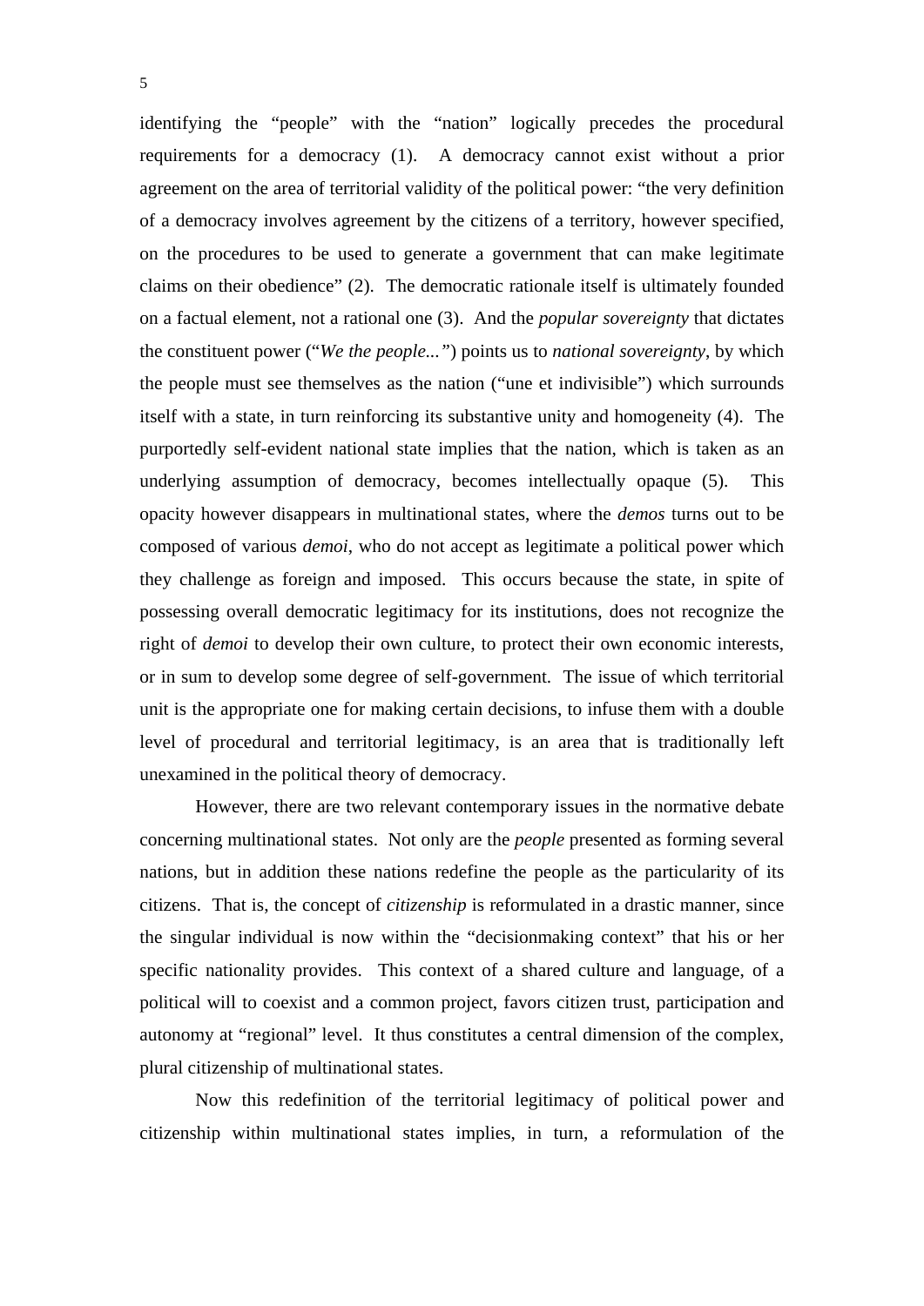identifying the "people" with the "nation" logically precedes the procedural requirements for a democracy (1). A democracy cannot exist without a prior agreement on the area of territorial validity of the political power: "the very definition of a democracy involves agreement by the citizens of a territory, however specified, on the procedures to be used to generate a government that can make legitimate claims on their obedience" (2). The democratic rationale itself is ultimately founded on a factual element, not a rational one (3). And the *popular sovereignty* that dictates the constituent power ("*We the people...*") points us to *national sovereignty*, by which the people must see themselves as the nation ("une et indivisible") which surrounds itself with a state, in turn reinforcing its substantive unity and homogeneity (4). The purportedly self-evident national state implies that the nation, which is taken as an underlying assumption of democracy, becomes intellectually opaque (5). This opacity however disappears in multinational states, where the *demos* turns out to be composed of various *demoi*, who do not accept as legitimate a political power which they challenge as foreign and imposed. This occurs because the state, in spite of possessing overall democratic legitimacy for its institutions, does not recognize the right of *demoi* to develop their own culture, to protect their own economic interests, or in sum to develop some degree of self-government. The issue of which territorial unit is the appropriate one for making certain decisions, to infuse them with a double level of procedural and territorial legitimacy, is an area that is traditionally left unexamined in the political theory of democracy.

However, there are two relevant contemporary issues in the normative debate concerning multinational states. Not only are the *people* presented as forming several nations, but in addition these nations redefine the people as the particularity of its citizens. That is, the concept of *citizenship* is reformulated in a drastic manner, since the singular individual is now within the "decisionmaking context" that his or her specific nationality provides. This context of a shared culture and language, of a political will to coexist and a common project, favors citizen trust, participation and autonomy at "regional" level. It thus constitutes a central dimension of the complex, plural citizenship of multinational states.

Now this redefinition of the territorial legitimacy of political power and citizenship within multinational states implies, in turn, a reformulation of the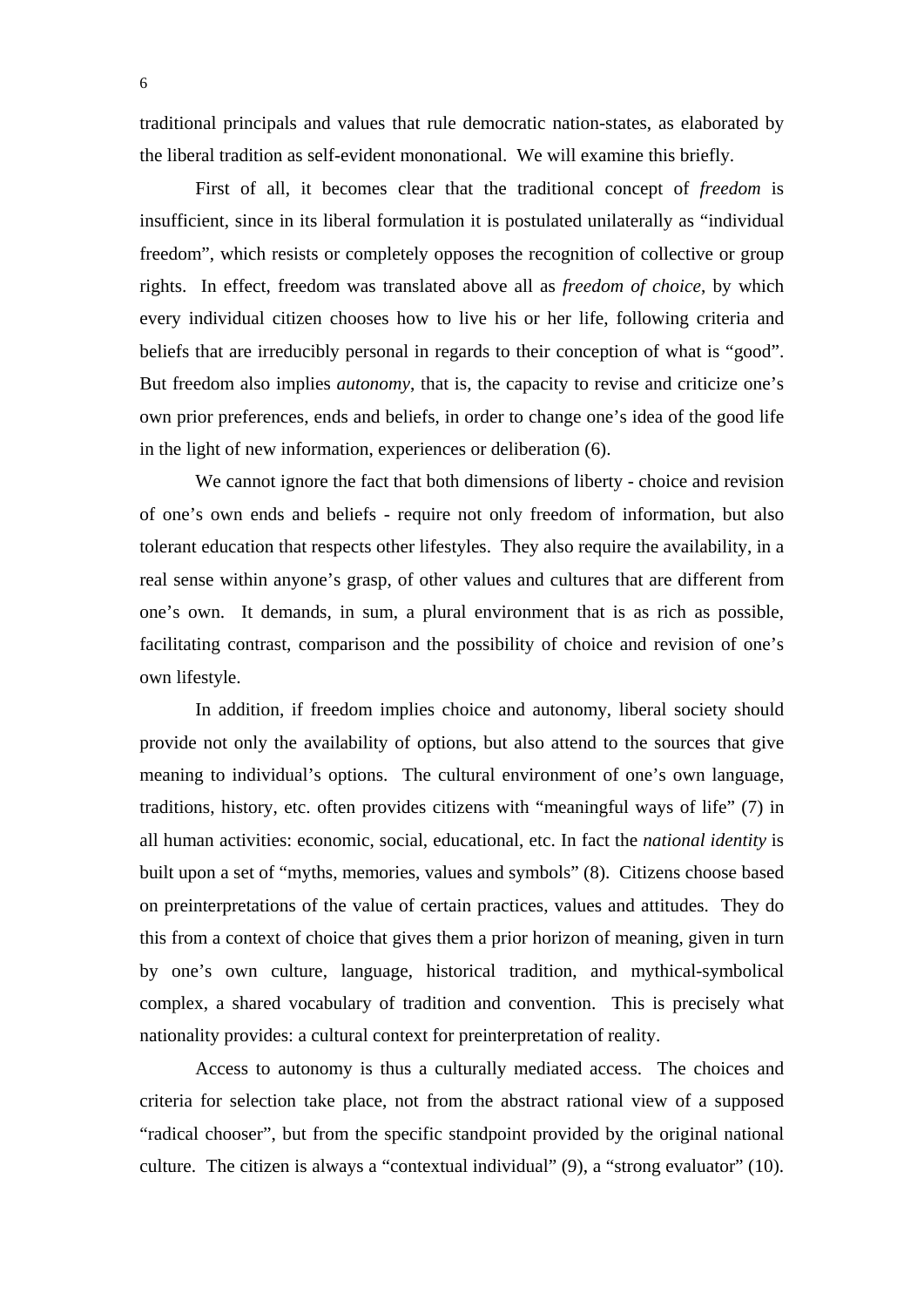traditional principals and values that rule democratic nation-states, as elaborated by the liberal tradition as self-evident mononational. We will examine this briefly.

First of all, it becomes clear that the traditional concept of *freedom* is insufficient, since in its liberal formulation it is postulated unilaterally as "individual freedom", which resists or completely opposes the recognition of collective or group rights. In effect, freedom was translated above all as *freedom of choice*, by which every individual citizen chooses how to live his or her life, following criteria and beliefs that are irreducibly personal in regards to their conception of what is "good". But freedom also implies *autonomy*, that is, the capacity to revise and criticize one's own prior preferences, ends and beliefs, in order to change one's idea of the good life in the light of new information, experiences or deliberation (6).

We cannot ignore the fact that both dimensions of liberty - choice and revision of one's own ends and beliefs - require not only freedom of information, but also tolerant education that respects other lifestyles. They also require the availability, in a real sense within anyone's grasp, of other values and cultures that are different from one's own. It demands, in sum, a plural environment that is as rich as possible, facilitating contrast, comparison and the possibility of choice and revision of one's own lifestyle.

In addition, if freedom implies choice and autonomy, liberal society should provide not only the availability of options, but also attend to the sources that give meaning to individual's options. The cultural environment of one's own language, traditions, history, etc. often provides citizens with "meaningful ways of life" (7) in all human activities: economic, social, educational, etc. In fact the *national identity* is built upon a set of "myths, memories, values and symbols" (8). Citizens choose based on preinterpretations of the value of certain practices, values and attitudes. They do this from a context of choice that gives them a prior horizon of meaning, given in turn by one's own culture, language, historical tradition, and mythical-symbolical complex, a shared vocabulary of tradition and convention. This is precisely what nationality provides: a cultural context for preinterpretation of reality.

Access to autonomy is thus a culturally mediated access. The choices and criteria for selection take place, not from the abstract rational view of a supposed "radical chooser", but from the specific standpoint provided by the original national culture. The citizen is always a "contextual individual" (9), a "strong evaluator" (10).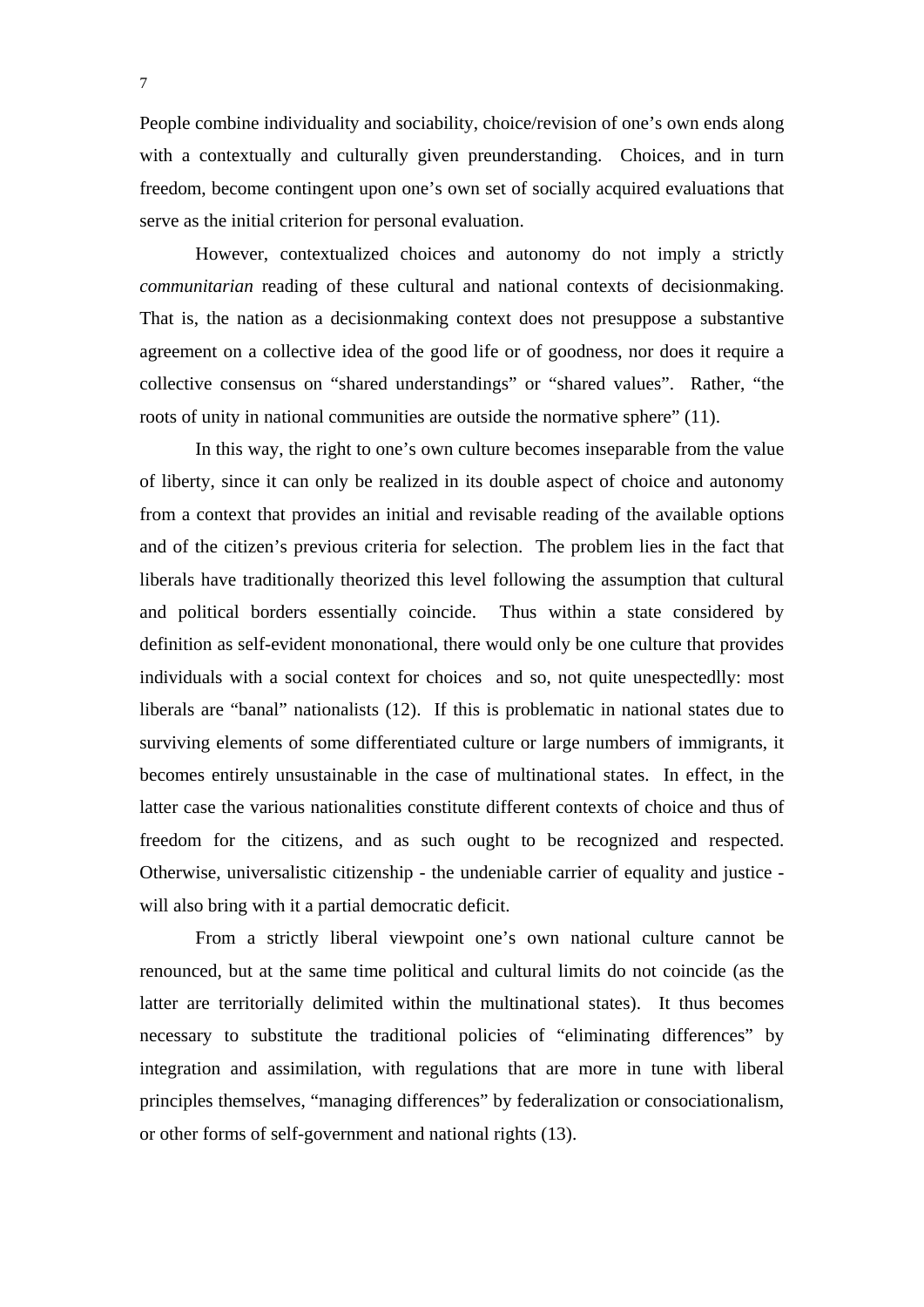People combine individuality and sociability, choice/revision of one's own ends along with a contextually and culturally given preunderstanding. Choices, and in turn freedom, become contingent upon one's own set of socially acquired evaluations that serve as the initial criterion for personal evaluation.

However, contextualized choices and autonomy do not imply a strictly *communitarian* reading of these cultural and national contexts of decisionmaking. That is, the nation as a decisionmaking context does not presuppose a substantive agreement on a collective idea of the good life or of goodness, nor does it require a collective consensus on "shared understandings" or "shared values". Rather, "the roots of unity in national communities are outside the normative sphere" (11).

In this way, the right to one's own culture becomes inseparable from the value of liberty, since it can only be realized in its double aspect of choice and autonomy from a context that provides an initial and revisable reading of the available options and of the citizen's previous criteria for selection. The problem lies in the fact that liberals have traditionally theorized this level following the assumption that cultural and political borders essentially coincide. Thus within a state considered by definition as self-evident mononational, there would only be one culture that provides individuals with a social context for choices and so, not quite unespectedlly: most liberals are "banal" nationalists (12). If this is problematic in national states due to surviving elements of some differentiated culture or large numbers of immigrants, it becomes entirely unsustainable in the case of multinational states. In effect, in the latter case the various nationalities constitute different contexts of choice and thus of freedom for the citizens, and as such ought to be recognized and respected. Otherwise, universalistic citizenship - the undeniable carrier of equality and justice - will also bring with it a partial democratic deficit.

From a strictly liberal viewpoint one's own national culture cannot be renounced, but at the same time political and cultural limits do not coincide (as the latter are territorially delimited within the multinational states). It thus becomes necessary to substitute the traditional policies of "eliminating differences" by integration and assimilation, with regulations that are more in tune with liberal principles themselves, "managing differences" by federalization or consociationalism, or other forms of self-government and national rights (13).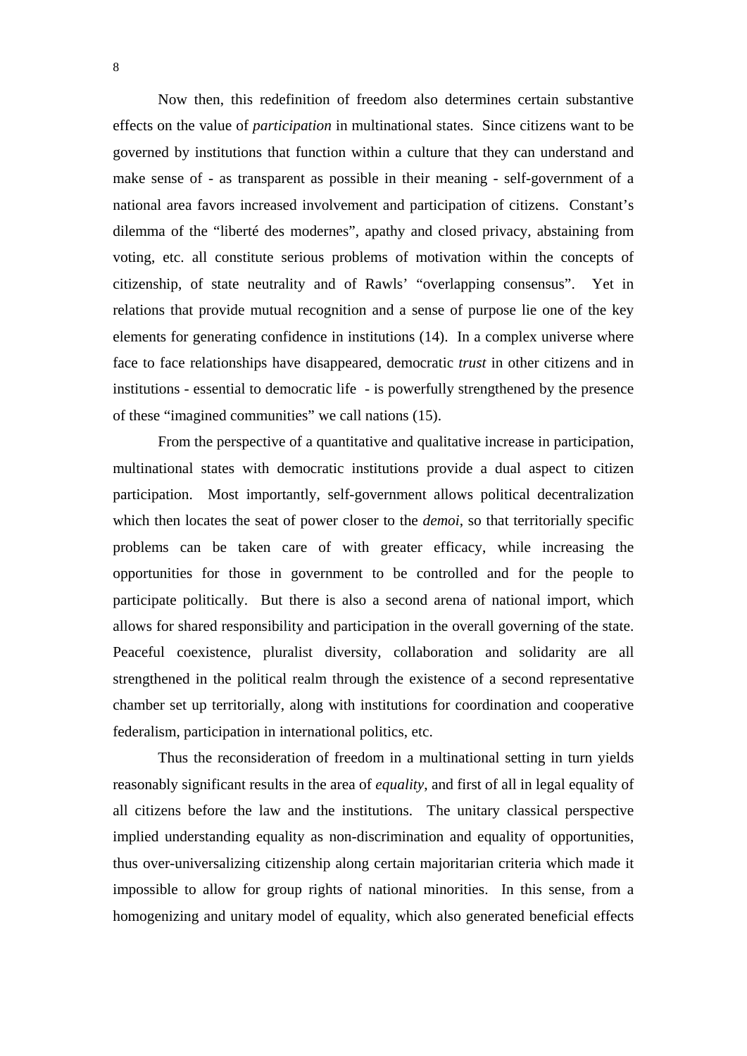Now then, this redefinition of freedom also determines certain substantive effects on the value of *participation* in multinational states. Since citizens want to be governed by institutions that function within a culture that they can understand and make sense of - as transparent as possible in their meaning - self-government of a national area favors increased involvement and participation of citizens. Constant's dilemma of the "liberté des modernes", apathy and closed privacy, abstaining from voting, etc. all constitute serious problems of motivation within the concepts of citizenship, of state neutrality and of Rawls' "overlapping consensus". Yet in relations that provide mutual recognition and a sense of purpose lie one of the key elements for generating confidence in institutions (14). In a complex universe where face to face relationships have disappeared, democratic *trust* in other citizens and in institutions - essential to democratic life - is powerfully strengthened by the presence of these "imagined communities" we call nations (15).

From the perspective of a quantitative and qualitative increase in participation, multinational states with democratic institutions provide a dual aspect to citizen participation. Most importantly, self-government allows political decentralization which then locates the seat of power closer to the *demoi*, so that territorially specific problems can be taken care of with greater efficacy, while increasing the opportunities for those in government to be controlled and for the people to participate politically. But there is also a second arena of national import, which allows for shared responsibility and participation in the overall governing of the state. Peaceful coexistence, pluralist diversity, collaboration and solidarity are all strengthened in the political realm through the existence of a second representative chamber set up territorially, along with institutions for coordination and cooperative federalism, participation in international politics, etc.

Thus the reconsideration of freedom in a multinational setting in turn yields reasonably significant results in the area of *equality*, and first of all in legal equality of all citizens before the law and the institutions. The unitary classical perspective implied understanding equality as non-discrimination and equality of opportunities, thus over-universalizing citizenship along certain majoritarian criteria which made it impossible to allow for group rights of national minorities. In this sense, from a homogenizing and unitary model of equality, which also generated beneficial effects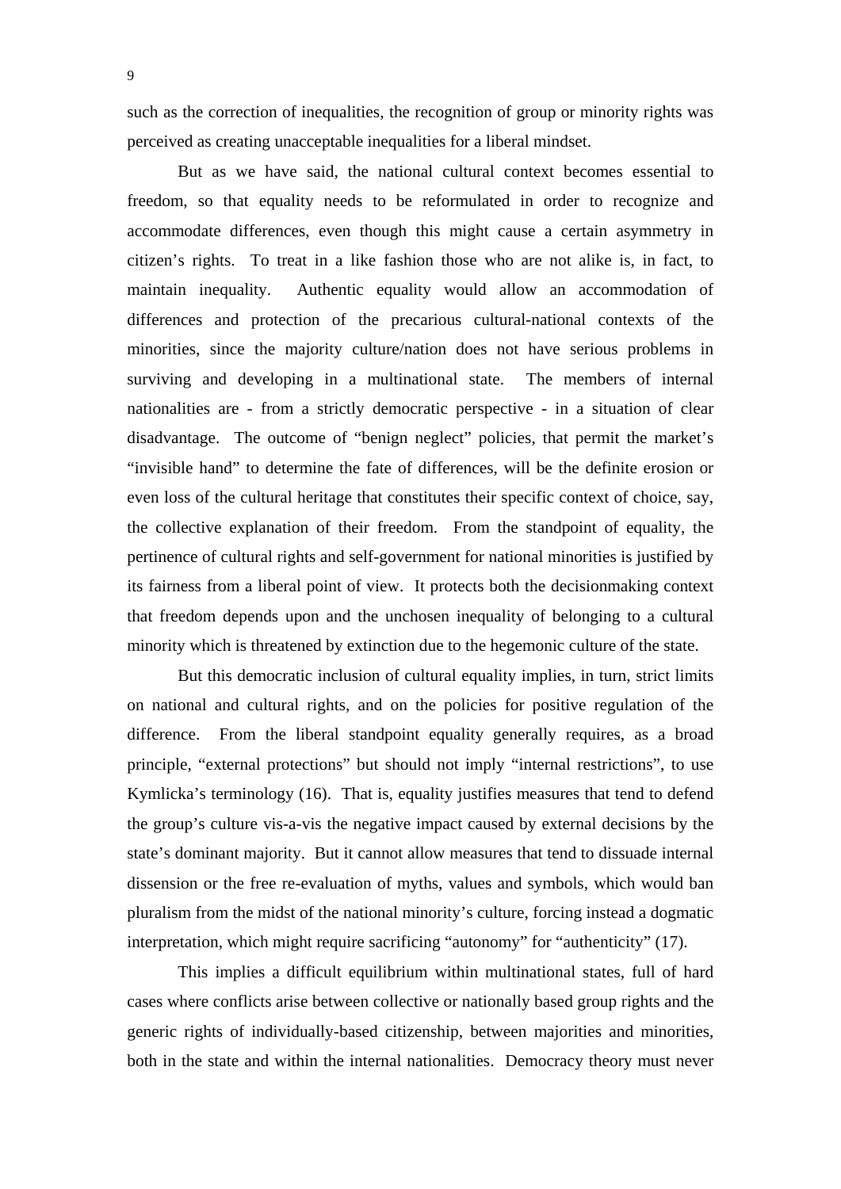such as the correction of inequalities, the recognition of group or minority rights was perceived as creating unacceptable inequalities for a liberal mindset.

But as we have said, the national cultural context becomes essential to freedom, so that equality needs to be reformulated in order to recognize and accommodate differences, even though this might cause a certain asymmetry in citizen's rights. To treat in a like fashion those who are not alike is, in fact, to maintain inequality. Authentic equality would allow an accommodation of differences and protection of the precarious cultural-national contexts of the minorities, since the majority culture/nation does not have serious problems in surviving and developing in a multinational state. The members of internal nationalities are - from a strictly democratic perspective - in a situation of clear disadvantage. The outcome of "benign neglect" policies, that permit the market's "invisible hand" to determine the fate of differences, will be the definite erosion or even loss of the cultural heritage that constitutes their specific context of choice, say, the collective explanation of their freedom. From the standpoint of equality, the pertinence of cultural rights and self-government for national minorities is justified by its fairness from a liberal point of view. It protects both the decisionmaking context that freedom depends upon and the unchosen inequality of belonging to a cultural minority which is threatened by extinction due to the hegemonic culture of the state.

But this democratic inclusion of cultural equality implies, in turn, strict limits on national and cultural rights, and on the policies for positive regulation of the difference. From the liberal standpoint equality generally requires, as a broad principle, "external protections" but should not imply "internal restrictions", to use Kymlicka's terminology (16). That is, equality justifies measures that tend to defend the group's culture vis-a-vis the negative impact caused by external decisions by the state's dominant majority. But it cannot allow measures that tend to dissuade internal dissension or the free re-evaluation of myths, values and symbols, which would ban pluralism from the midst of the national minority's culture, forcing instead a dogmatic interpretation, which might require sacrificing "autonomy" for "authenticity" (17).

This implies a difficult equilibrium within multinational states, full of hard cases where conflicts arise between collective or nationally based group rights and the generic rights of individually-based citizenship, between majorities and minorities, both in the state and within the internal nationalities. Democracy theory must never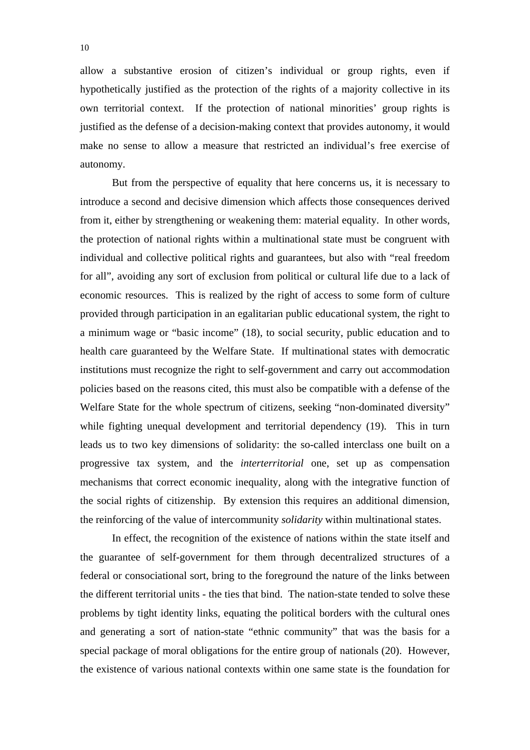allow a substantive erosion of citizen's individual or group rights, even if hypothetically justified as the protection of the rights of a majority collective in its own territorial context. If the protection of national minorities' group rights is justified as the defense of a decision-making context that provides autonomy, it would make no sense to allow a measure that restricted an individual's free exercise of autonomy.

But from the perspective of equality that here concerns us, it is necessary to introduce a second and decisive dimension which affects those consequences derived from it, either by strengthening or weakening them: material equality. In other words, the protection of national rights within a multinational state must be congruent with individual and collective political rights and guarantees, but also with "real freedom for all", avoiding any sort of exclusion from political or cultural life due to a lack of economic resources. This is realized by the right of access to some form of culture provided through participation in an egalitarian public educational system, the right to a minimum wage or "basic income" (18), to social security, public education and to health care guaranteed by the Welfare State. If multinational states with democratic institutions must recognize the right to self-government and carry out accommodation policies based on the reasons cited, this must also be compatible with a defense of the Welfare State for the whole spectrum of citizens, seeking "non-dominated diversity" while fighting unequal development and territorial dependency (19). This in turn leads us to two key dimensions of solidarity: the so-called interclass one built on a progressive tax system, and the *interterritorial* one, set up as compensation mechanisms that correct economic inequality, along with the integrative function of the social rights of citizenship. By extension this requires an additional dimension, the reinforcing of the value of intercommunity *solidarity* within multinational states.

In effect, the recognition of the existence of nations within the state itself and the guarantee of self-government for them through decentralized structures of a federal or consociational sort, bring to the foreground the nature of the links between the different territorial units - the ties that bind. The nation-state tended to solve these problems by tight identity links, equating the political borders with the cultural ones and generating a sort of nation-state "ethnic community" that was the basis for a special package of moral obligations for the entire group of nationals (20). However, the existence of various national contexts within one same state is the foundation for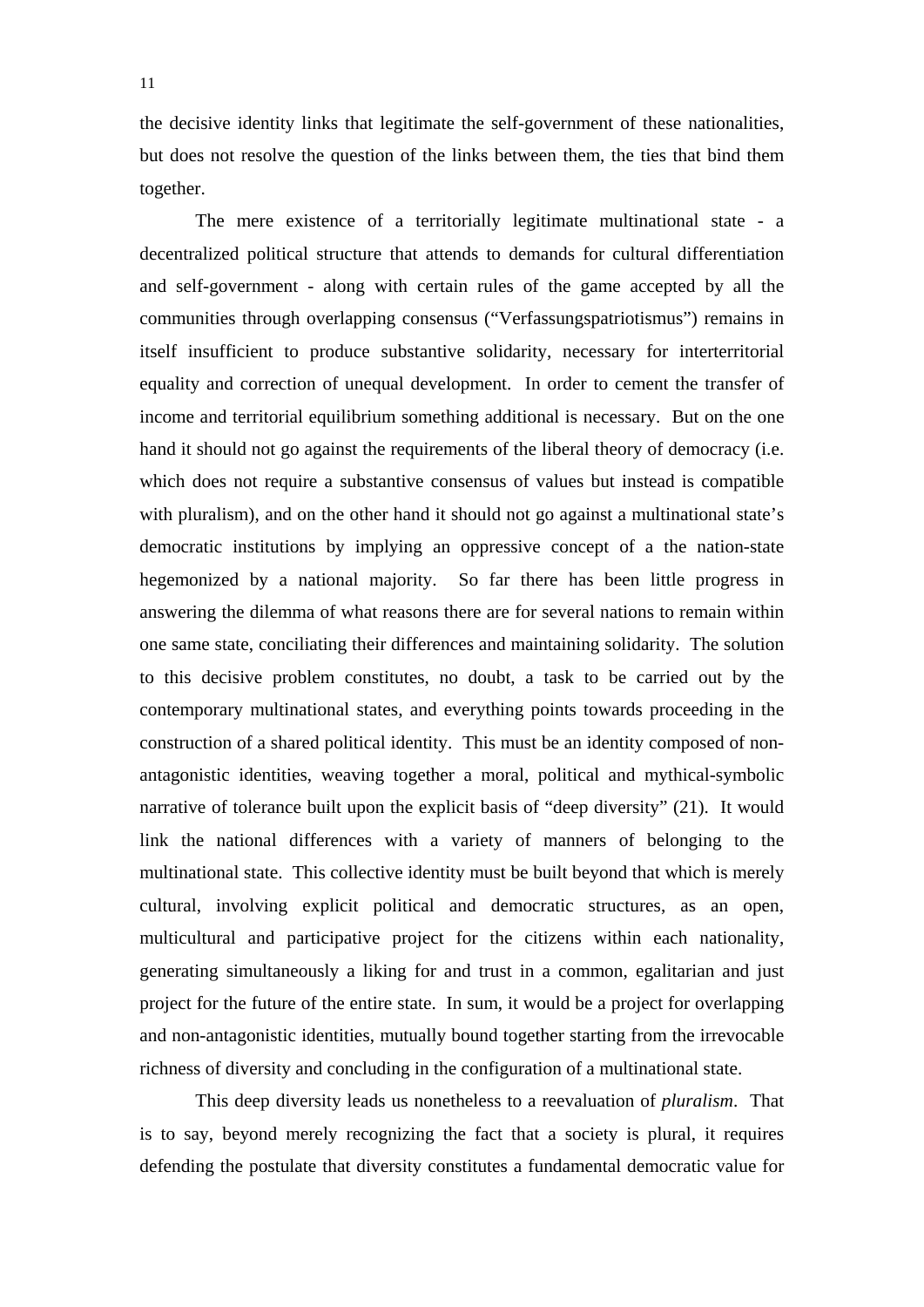the decisive identity links that legitimate the self-government of these nationalities, but does not resolve the question of the links between them, the ties that bind them together.

The mere existence of a territorially legitimate multinational state - a decentralized political structure that attends to demands for cultural differentiation and self-government - along with certain rules of the game accepted by all the communities through overlapping consensus (“Verfassungspatriotismus”) remains in itself insufficient to produce substantive solidarity, necessary for interterritorial equality and correction of unequal development. In order to cement the transfer of income and territorial equilibrium something additional is necessary. But on the one hand it should not go against the requirements of the liberal theory of democracy (i.e. which does not require a substantive consensus of values but instead is compatible with pluralism), and on the other hand it should not go against a multinational state’s democratic institutions by implying an oppressive concept of a the nation-state hegemonized by a national majority. So far there has been little progress in answering the dilemma of what reasons there are for several nations to remain within one same state, conciliating their differences and maintaining solidarity. The solution to this decisive problem constitutes, no doubt, a task to be carried out by the contemporary multinational states, and everything points towards proceeding in the construction of a shared political identity. This must be an identity composed of non-antagonistic identities, weaving together a moral, political and mythical-symbolic narrative of tolerance built upon the explicit basis of “deep diversity” (21). It would link the national differences with a variety of manners of belonging to the multinational state. This collective identity must be built beyond that which is merely cultural, involving explicit political and democratic structures, as an open, multicultural and participative project for the citizens within each nationality, generating simultaneously a liking for and trust in a common, egalitarian and just project for the future of the entire state. In sum, it would be a project for overlapping and non-antagonistic identities, mutually bound together starting from the irrevocable richness of diversity and concluding in the configuration of a multinational state.

This deep diversity leads us nonetheless to a reevaluation of *pluralism*. That is to say, beyond merely recognizing the fact that a society is plural, it requires defending the postulate that diversity constitutes a fundamental democratic value for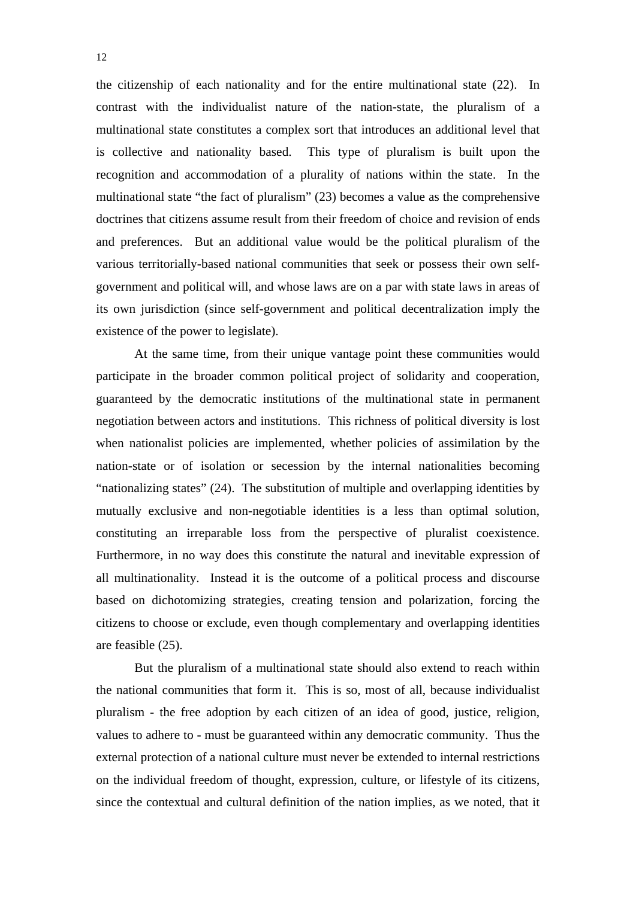the citizenship of each nationality and for the entire multinational state (22). In contrast with the individualist nature of the nation-state, the pluralism of a multinational state constitutes a complex sort that introduces an additional level that is collective and nationality based. This type of pluralism is built upon the recognition and accommodation of a plurality of nations within the state. In the multinational state "the fact of pluralism" (23) becomes a value as the comprehensive doctrines that citizens assume result from their freedom of choice and revision of ends and preferences. But an additional value would be the political pluralism of the various territorially-based national communities that seek or possess their own self-government and political will, and whose laws are on a par with state laws in areas of its own jurisdiction (since self-government and political decentralization imply the existence of the power to legislate).

At the same time, from their unique vantage point these communities would participate in the broader common political project of solidarity and cooperation, guaranteed by the democratic institutions of the multinational state in permanent negotiation between actors and institutions. This richness of political diversity is lost when nationalist policies are implemented, whether policies of assimilation by the nation-state or of isolation or secession by the internal nationalities becoming "nationalizing states" (24). The substitution of multiple and overlapping identities by mutually exclusive and non-negotiable identities is a less than optimal solution, constituting an irreparable loss from the perspective of pluralist coexistence. Furthermore, in no way does this constitute the natural and inevitable expression of all multinationality. Instead it is the outcome of a political process and discourse based on dichotomizing strategies, creating tension and polarization, forcing the citizens to choose or exclude, even though complementary and overlapping identities are feasible (25).

But the pluralism of a multinational state should also extend to reach within the national communities that form it. This is so, most of all, because individualist pluralism - the free adoption by each citizen of an idea of good, justice, religion, values to adhere to - must be guaranteed within any democratic community. Thus the external protection of a national culture must never be extended to internal restrictions on the individual freedom of thought, expression, culture, or lifestyle of its citizens, since the contextual and cultural definition of the nation implies, as we noted, that it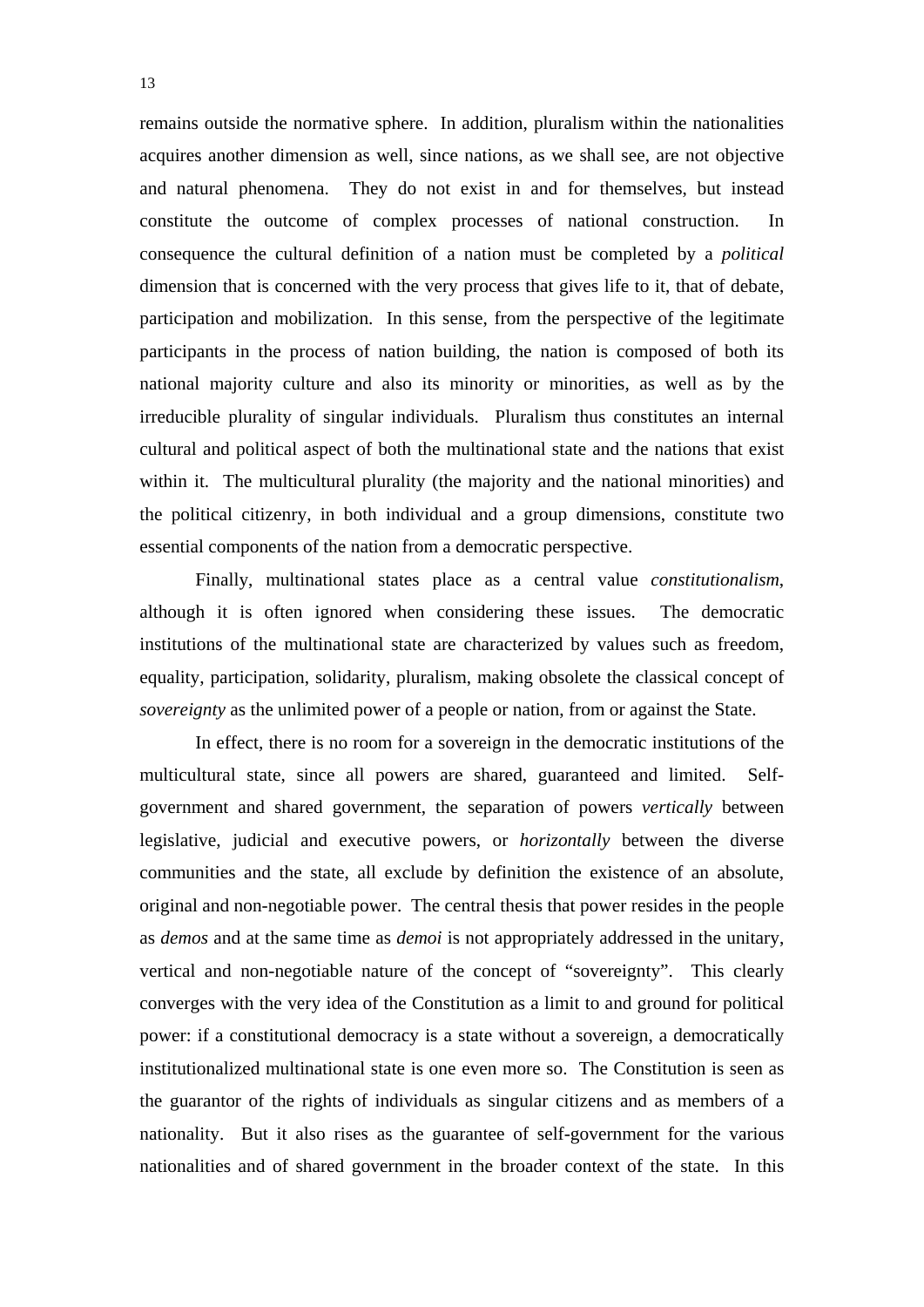remains outside the normative sphere. In addition, pluralism within the nationalities acquires another dimension as well, since nations, as we shall see, are not objective and natural phenomena. They do not exist in and for themselves, but instead constitute the outcome of complex processes of national construction. In consequence the cultural definition of a nation must be completed by a *political* dimension that is concerned with the very process that gives life to it, that of debate, participation and mobilization. In this sense, from the perspective of the legitimate participants in the process of nation building, the nation is composed of both its national majority culture and also its minority or minorities, as well as by the irreducible plurality of singular individuals. Pluralism thus constitutes an internal cultural and political aspect of both the multinational state and the nations that exist within it. The multicultural plurality (the majority and the national minorities) and the political citizenry, in both individual and a group dimensions, constitute two essential components of the nation from a democratic perspective.

Finally, multinational states place as a central value *constitutionalism*, although it is often ignored when considering these issues. The democratic institutions of the multinational state are characterized by values such as freedom, equality, participation, solidarity, pluralism, making obsolete the classical concept of *sovereignty* as the unlimited power of a people or nation, from or against the State.

In effect, there is no room for a sovereign in the democratic institutions of the multicultural state, since all powers are shared, guaranteed and limited. Self-government and shared government, the separation of powers *vertically* between legislative, judicial and executive powers, or *horizontally* between the diverse communities and the state, all exclude by definition the existence of an absolute, original and non-negotiable power. The central thesis that power resides in the people as *demos* and at the same time as *demoi* is not appropriately addressed in the unitary, vertical and non-negotiable nature of the concept of "sovereignty". This clearly converges with the very idea of the Constitution as a limit to and ground for political power: if a constitutional democracy is a state without a sovereign, a democratically institutionalized multinational state is one even more so. The Constitution is seen as the guarantor of the rights of individuals as singular citizens and as members of a nationality. But it also rises as the guarantee of self-government for the various nationalities and of shared government in the broader context of the state. In this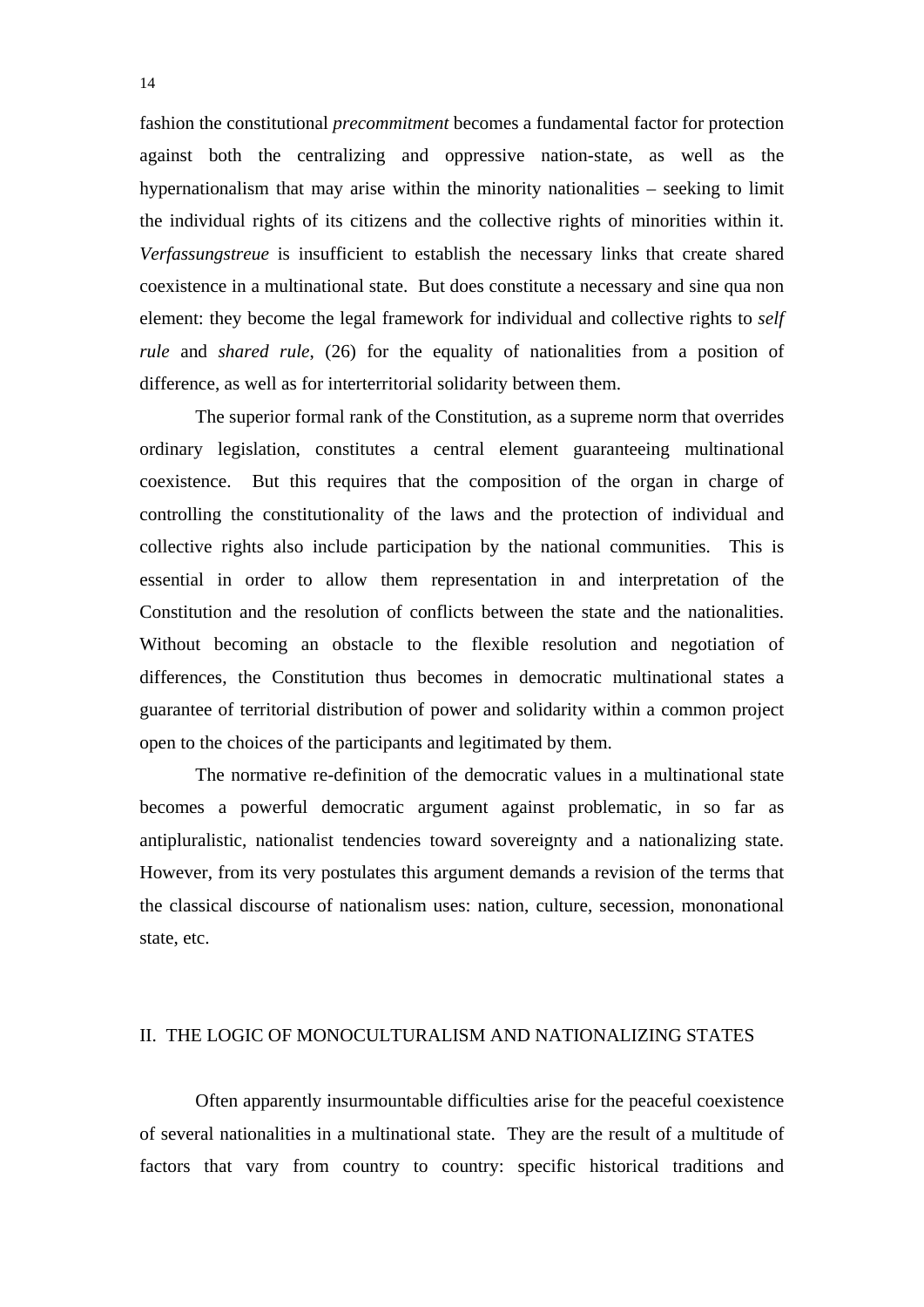fashion the constitutional *precommitment* becomes a fundamental factor for protection against both the centralizing and oppressive nation-state, as well as the hypernationalism that may arise within the minority nationalities – seeking to limit the individual rights of its citizens and the collective rights of minorities within it. *Verfassungstreue* is insufficient to establish the necessary links that create shared coexistence in a multinational state. But does constitute a necessary and sine qua non element: they become the legal framework for individual and collective rights to *self rule* and *shared rule*, (26) for the equality of nationalities from a position of difference, as well as for interterritorial solidarity between them.

The superior formal rank of the Constitution, as a supreme norm that overrides ordinary legislation, constitutes a central element guaranteeing multinational coexistence. But this requires that the composition of the organ in charge of controlling the constitutionality of the laws and the protection of individual and collective rights also include participation by the national communities. This is essential in order to allow them representation in and interpretation of the Constitution and the resolution of conflicts between the state and the nationalities. Without becoming an obstacle to the flexible resolution and negotiation of differences, the Constitution thus becomes in democratic multinational states a guarantee of territorial distribution of power and solidarity within a common project open to the choices of the participants and legitimated by them.

The normative re-definition of the democratic values in a multinational state becomes a powerful democratic argument against problematic, in so far as antipluralistic, nationalist tendencies toward sovereignty and a nationalizing state. However, from its very postulates this argument demands a revision of the terms that the classical discourse of nationalism uses: nation, culture, secession, mononational state, etc.

## II. THE LOGIC OF MONOCULTURALISM AND NATIONALIZING STATES

Often apparently insurmountable difficulties arise for the peaceful coexistence of several nationalities in a multinational state. They are the result of a multitude of factors that vary from country to country: specific historical traditions and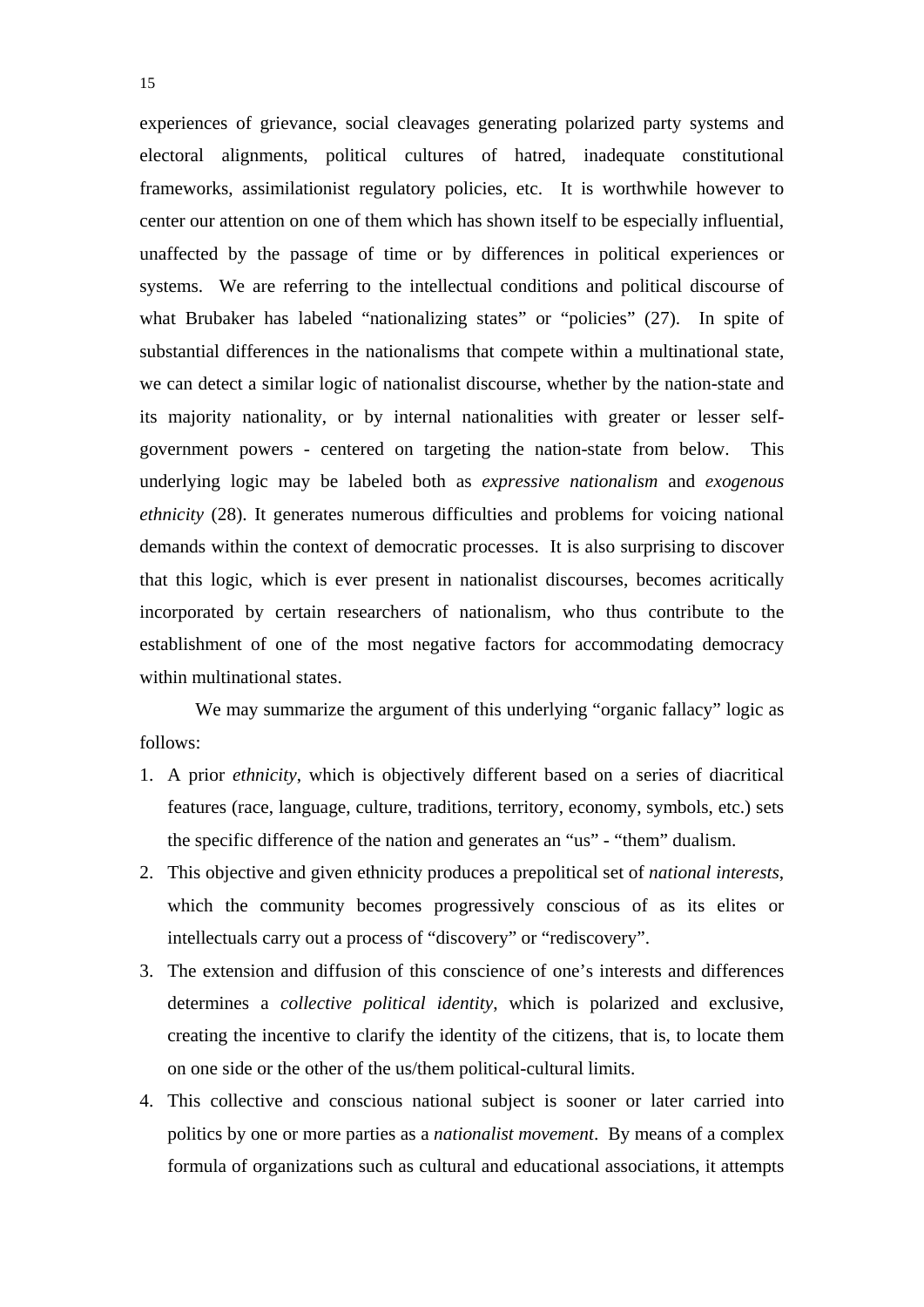experiences of grievance, social cleavages generating polarized party systems and electoral alignments, political cultures of hatred, inadequate constitutional frameworks, assimilationist regulatory policies, etc. It is worthwhile however to center our attention on one of them which has shown itself to be especially influential, unaffected by the passage of time or by differences in political experiences or systems. We are referring to the intellectual conditions and political discourse of what Brubaker has labeled "nationalizing states" or "policies" (27). In spite of substantial differences in the nationalisms that compete within a multinational state, we can detect a similar logic of nationalist discourse, whether by the nation-state and its majority nationality, or by internal nationalities with greater or lesser self-government powers - centered on targeting the nation-state from below. This underlying logic may be labeled both as *expressive nationalism* and *exogenous ethnicity* (28). It generates numerous difficulties and problems for voicing national demands within the context of democratic processes. It is also surprising to discover that this logic, which is ever present in nationalist discourses, becomes acritically incorporated by certain researchers of nationalism, who thus contribute to the establishment of one of the most negative factors for accommodating democracy within multinational states.

We may summarize the argument of this underlying "organic fallacy" logic as follows:

1. A prior *ethnicity*, which is objectively different based on a series of diacritical features (race, language, culture, traditions, territory, economy, symbols, etc.) sets the specific difference of the nation and generates an "us" - "them" dualism.
2. This objective and given ethnicity produces a prepolitical set of *national interests*, which the community becomes progressively conscious of as its elites or intellectuals carry out a process of "discovery" or "rediscovery".
3. The extension and diffusion of this conscience of one's interests and differences determines a *collective political identity*, which is polarized and exclusive, creating the incentive to clarify the identity of the citizens, that is, to locate them on one side or the other of the us/them political-cultural limits.
4. This collective and conscious national subject is sooner or later carried into politics by one or more parties as a *nationalist movement*. By means of a complex formula of organizations such as cultural and educational associations, it attempts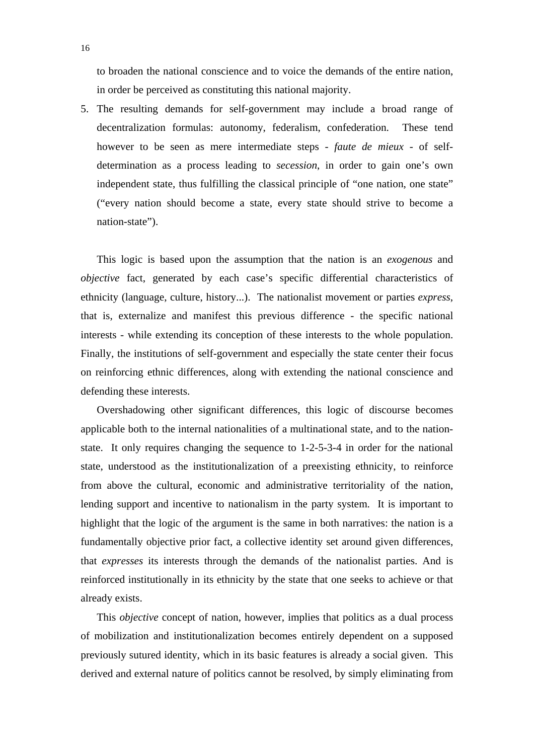to broaden the national conscience and to voice the demands of the entire nation, in order be perceived as constituting this national majority.

5. The resulting demands for self-government may include a broad range of decentralization formulas: autonomy, federalism, confederation. These tend however to be seen as mere intermediate steps - *faute de mieux* - of self-determination as a process leading to *secession*, in order to gain one's own independent state, thus fulfilling the classical principle of "one nation, one state" ("every nation should become a state, every state should strive to become a nation-state").

This logic is based upon the assumption that the nation is an *exogenous* and *objective* fact, generated by each case's specific differential characteristics of ethnicity (language, culture, history...). The nationalist movement or parties *express*, that is, externalize and manifest this previous difference - the specific national interests - while extending its conception of these interests to the whole population. Finally, the institutions of self-government and especially the state center their focus on reinforcing ethnic differences, along with extending the national conscience and defending these interests.

Overshadowing other significant differences, this logic of discourse becomes applicable both to the internal nationalities of a multinational state, and to the nation-state. It only requires changing the sequence to 1-2-5-3-4 in order for the national state, understood as the institutionalization of a preexisting ethnicity, to reinforce from above the cultural, economic and administrative territoriality of the nation, lending support and incentive to nationalism in the party system. It is important to highlight that the logic of the argument is the same in both narratives: the nation is a fundamentally objective prior fact, a collective identity set around given differences, that *expresses* its interests through the demands of the nationalist parties. And is reinforced institutionally in its ethnicity by the state that one seeks to achieve or that already exists.

This *objective* concept of nation, however, implies that politics as a dual process of mobilization and institutionalization becomes entirely dependent on a supposed previously sutured identity, which in its basic features is already a social given. This derived and external nature of politics cannot be resolved, by simply eliminating from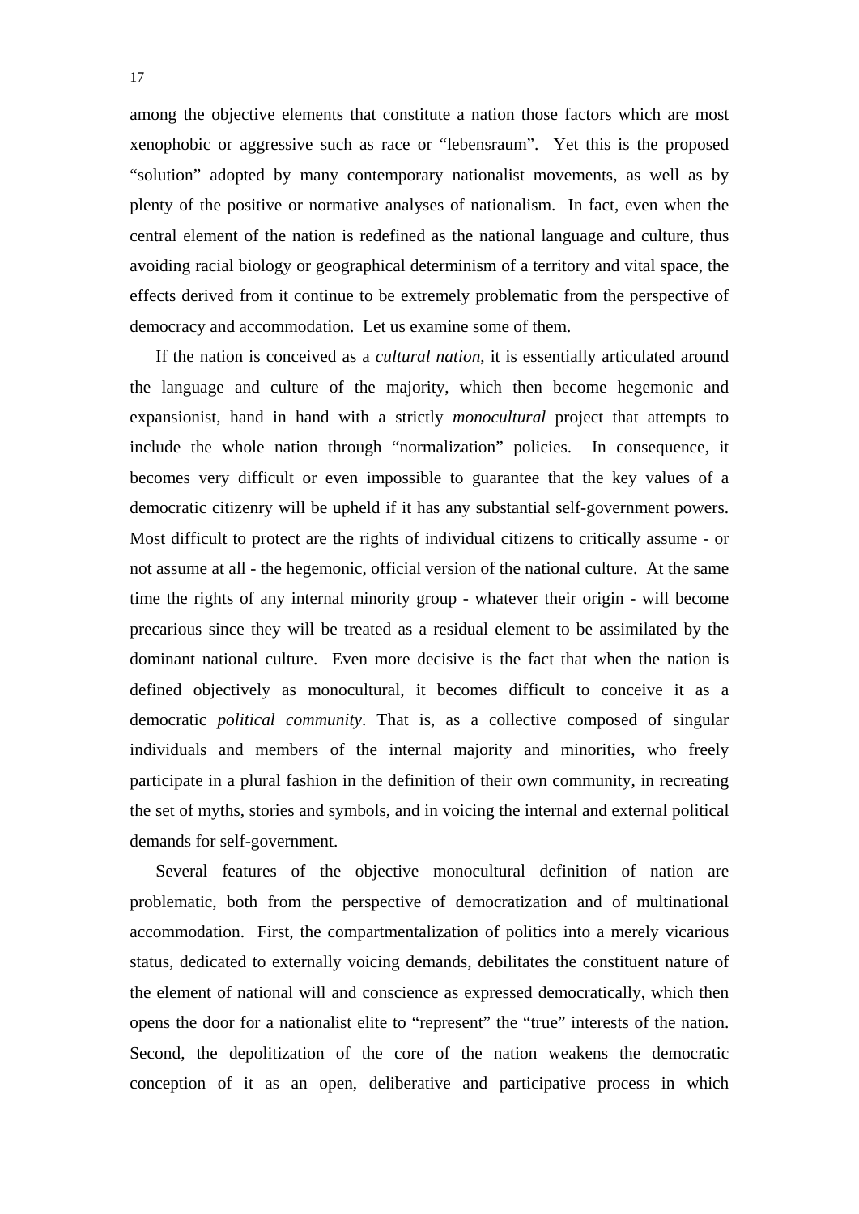among the objective elements that constitute a nation those factors which are most xenophobic or aggressive such as race or "lebensraum". Yet this is the proposed "solution" adopted by many contemporary nationalist movements, as well as by plenty of the positive or normative analyses of nationalism. In fact, even when the central element of the nation is redefined as the national language and culture, thus avoiding racial biology or geographical determinism of a territory and vital space, the effects derived from it continue to be extremely problematic from the perspective of democracy and accommodation. Let us examine some of them.

If the nation is conceived as a *cultural nation*, it is essentially articulated around the language and culture of the majority, which then become hegemonic and expansionist, hand in hand with a strictly *monocultural* project that attempts to include the whole nation through "normalization" policies. In consequence, it becomes very difficult or even impossible to guarantee that the key values of a democratic citizenry will be upheld if it has any substantial self-government powers. Most difficult to protect are the rights of individual citizens to critically assume - or not assume at all - the hegemonic, official version of the national culture. At the same time the rights of any internal minority group - whatever their origin - will become precarious since they will be treated as a residual element to be assimilated by the dominant national culture. Even more decisive is the fact that when the nation is defined objectively as monocultural, it becomes difficult to conceive it as a democratic *political community*. That is, as a collective composed of singular individuals and members of the internal majority and minorities, who freely participate in a plural fashion in the definition of their own community, in recreating the set of myths, stories and symbols, and in voicing the internal and external political demands for self-government.

Several features of the objective monocultural definition of nation are problematic, both from the perspective of democratization and of multinational accommodation. First, the compartmentalization of politics into a merely vicarious status, dedicated to externally voicing demands, debilitates the constituent nature of the element of national will and conscience as expressed democratically, which then opens the door for a nationalist elite to "represent" the "true" interests of the nation. Second, the depolitization of the core of the nation weakens the democratic conception of it as an open, deliberative and participative process in which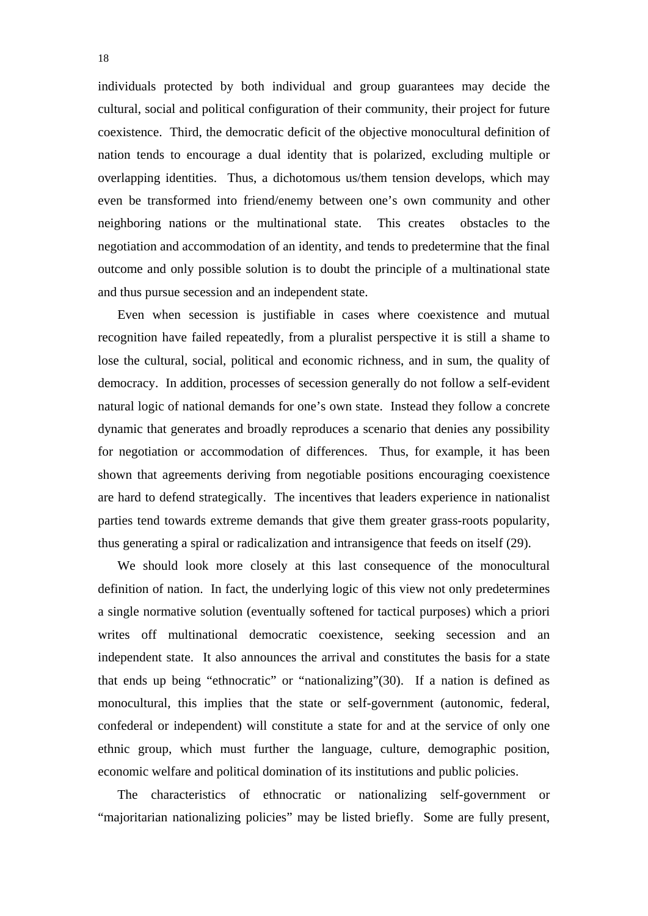individuals protected by both individual and group guarantees may decide the cultural, social and political configuration of their community, their project for future coexistence. Third, the democratic deficit of the objective monocultural definition of nation tends to encourage a dual identity that is polarized, excluding multiple or overlapping identities. Thus, a dichotomous us/them tension develops, which may even be transformed into friend/enemy between one's own community and other neighboring nations or the multinational state. This creates obstacles to the negotiation and accommodation of an identity, and tends to predetermine that the final outcome and only possible solution is to doubt the principle of a multinational state and thus pursue secession and an independent state.

Even when secession is justifiable in cases where coexistence and mutual recognition have failed repeatedly, from a pluralist perspective it is still a shame to lose the cultural, social, political and economic richness, and in sum, the quality of democracy. In addition, processes of secession generally do not follow a self-evident natural logic of national demands for one's own state. Instead they follow a concrete dynamic that generates and broadly reproduces a scenario that denies any possibility for negotiation or accommodation of differences. Thus, for example, it has been shown that agreements deriving from negotiable positions encouraging coexistence are hard to defend strategically. The incentives that leaders experience in nationalist parties tend towards extreme demands that give them greater grass-roots popularity, thus generating a spiral or radicalization and intransigence that feeds on itself (29).

We should look more closely at this last consequence of the monocultural definition of nation. In fact, the underlying logic of this view not only predetermines a single normative solution (eventually softened for tactical purposes) which a priori writes off multinational democratic coexistence, seeking secession and an independent state. It also announces the arrival and constitutes the basis for a state that ends up being "ethnocratic" or "nationalizing"(30). If a nation is defined as monocultural, this implies that the state or self-government (autonomic, federal, confederal or independent) will constitute a state for and at the service of only one ethnic group, which must further the language, culture, demographic position, economic welfare and political domination of its institutions and public policies.

The characteristics of ethnocratic or nationalizing self-government or "majoritarian nationalizing policies" may be listed briefly. Some are fully present,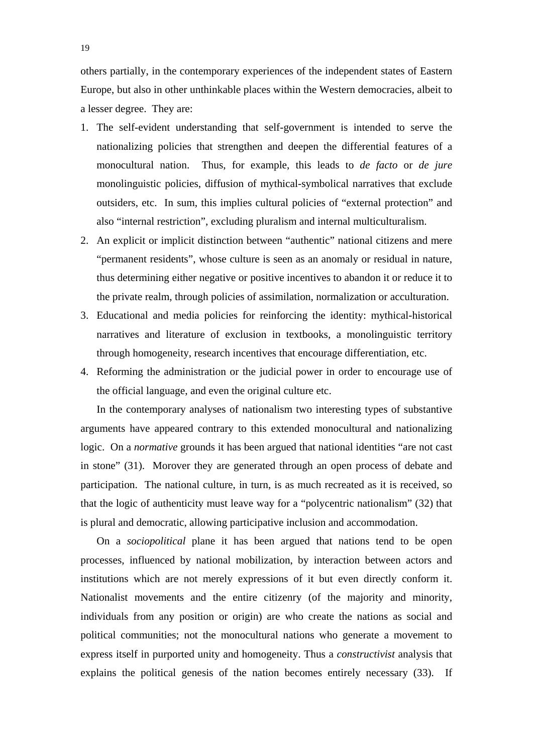others partially, in the contemporary experiences of the independent states of Eastern Europe, but also in other unthinkable places within the Western democracies, albeit to a lesser degree. They are:

1. The self-evident understanding that self-government is intended to serve the nationalizing policies that strengthen and deepen the differential features of a monocultural nation. Thus, for example, this leads to *de facto* or *de jure* monolinguistic policies, diffusion of mythical-symbolical narratives that exclude outsiders, etc. In sum, this implies cultural policies of "external protection" and also "internal restriction", excluding pluralism and internal multiculturalism.
2. An explicit or implicit distinction between "authentic" national citizens and mere "permanent residents", whose culture is seen as an anomaly or residual in nature, thus determining either negative or positive incentives to abandon it or reduce it to the private realm, through policies of assimilation, normalization or acculturation.
3. Educational and media policies for reinforcing the identity: mythical-historical narratives and literature of exclusion in textbooks, a monolinguistic territory through homogeneity, research incentives that encourage differentiation, etc.
4. Reforming the administration or the judicial power in order to encourage use of the official language, and even the original culture etc.

In the contemporary analyses of nationalism two interesting types of substantive arguments have appeared contrary to this extended monocultural and nationalizing logic. On a *normative* grounds it has been argued that national identities "are not cast in stone" (31). Morover they are generated through an open process of debate and participation. The national culture, in turn, is as much recreated as it is received, so that the logic of authenticity must leave way for a "polycentric nationalism" (32) that is plural and democratic, allowing participative inclusion and accommodation.

On a *sociopolitical* plane it has been argued that nations tend to be open processes, influenced by national mobilization, by interaction between actors and institutions which are not merely expressions of it but even directly conform it. Nationalist movements and the entire citizenry (of the majority and minority, individuals from any position or origin) are who create the nations as social and political communities; not the monocultural nations who generate a movement to express itself in purported unity and homogeneity. Thus a *constructivist* analysis that explains the political genesis of the nation becomes entirely necessary (33). If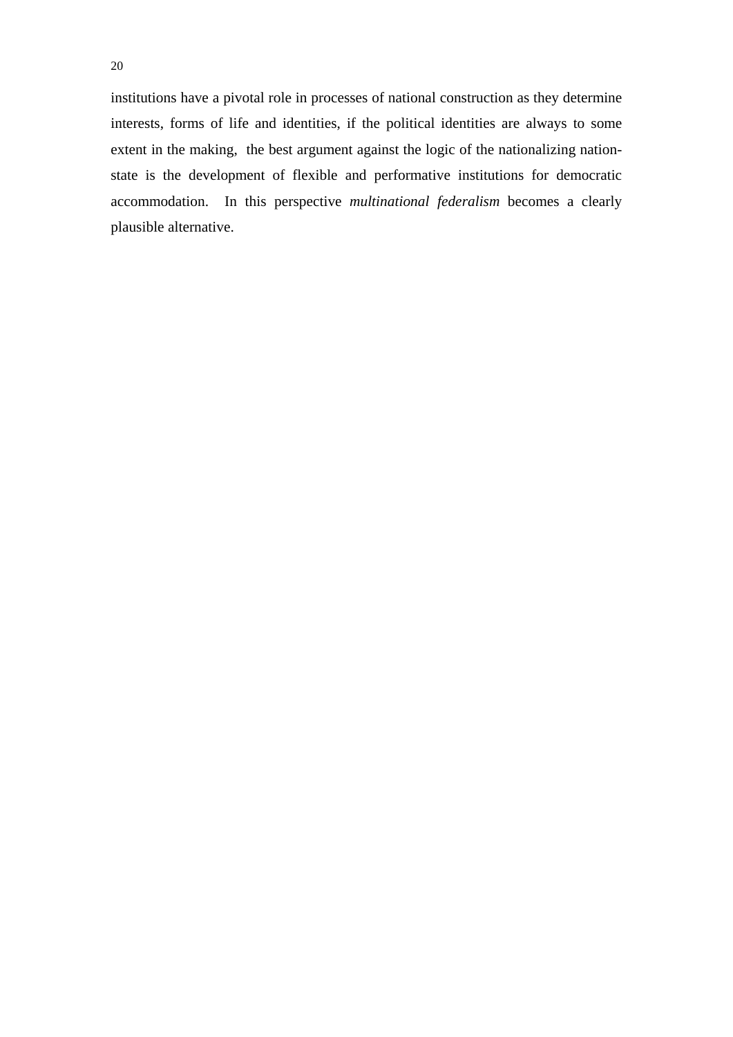institutions have a pivotal role in processes of national construction as they determine interests, forms of life and identities, if the political identities are always to some extent in the making, the best argument against the logic of the nationalizing nation-state is the development of flexible and performative institutions for democratic accommodation. In this perspective *multinational federalism* becomes a clearly plausible alternative.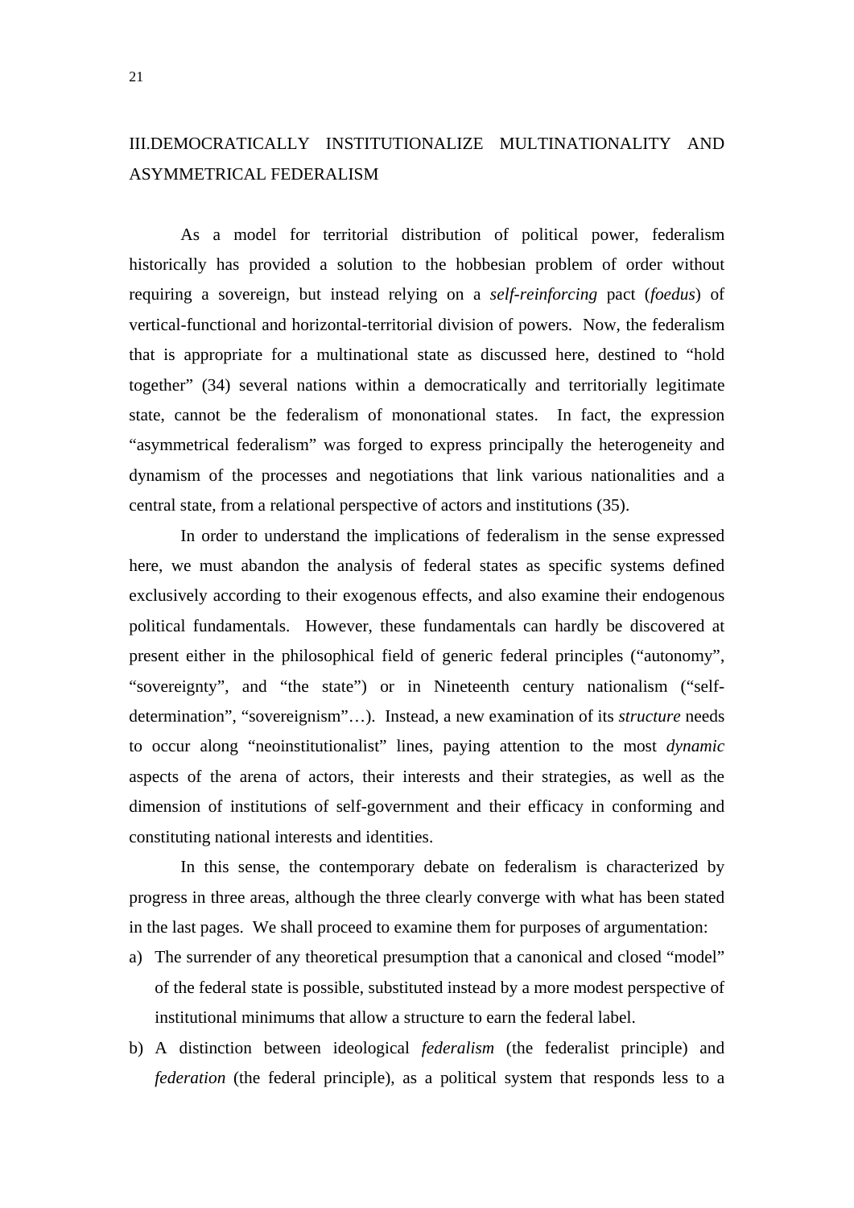## III.DEMOCRATICALLY INSTITUTIONALIZE MULTINATIONALITY AND ASYMMETRICAL FEDERALISM

As a model for territorial distribution of political power, federalism historically has provided a solution to the hobbesian problem of order without requiring a sovereign, but instead relying on a *self-reinforcing* pact (*foedus*) of vertical-functional and horizontal-territorial division of powers. Now, the federalism that is appropriate for a multinational state as discussed here, destined to "hold together" (34) several nations within a democratically and territorially legitimate state, cannot be the federalism of mononational states. In fact, the expression "asymmetrical federalism" was forged to express principally the heterogeneity and dynamism of the processes and negotiations that link various nationalities and a central state, from a relational perspective of actors and institutions (35).

In order to understand the implications of federalism in the sense expressed here, we must abandon the analysis of federal states as specific systems defined exclusively according to their exogenous effects, and also examine their endogenous political fundamentals. However, these fundamentals can hardly be discovered at present either in the philosophical field of generic federal principles ("autonomy", "sovereignty", and "the state") or in Nineteenth century nationalism ("self-determination", "sovereignism"…). Instead, a new examination of its *structure* needs to occur along "neoinstitutionalist" lines, paying attention to the most *dynamic* aspects of the arena of actors, their interests and their strategies, as well as the dimension of institutions of self-government and their efficacy in conforming and constituting national interests and identities.

In this sense, the contemporary debate on federalism is characterized by progress in three areas, although the three clearly converge with what has been stated in the last pages. We shall proceed to examine them for purposes of argumentation:

a) The surrender of any theoretical presumption that a canonical and closed "model" of the federal state is possible, substituted instead by a more modest perspective of institutional minimums that allow a structure to earn the federal label.

b) A distinction between ideological *federalism* (the federalist principle) and *federation* (the federal principle), as a political system that responds less to a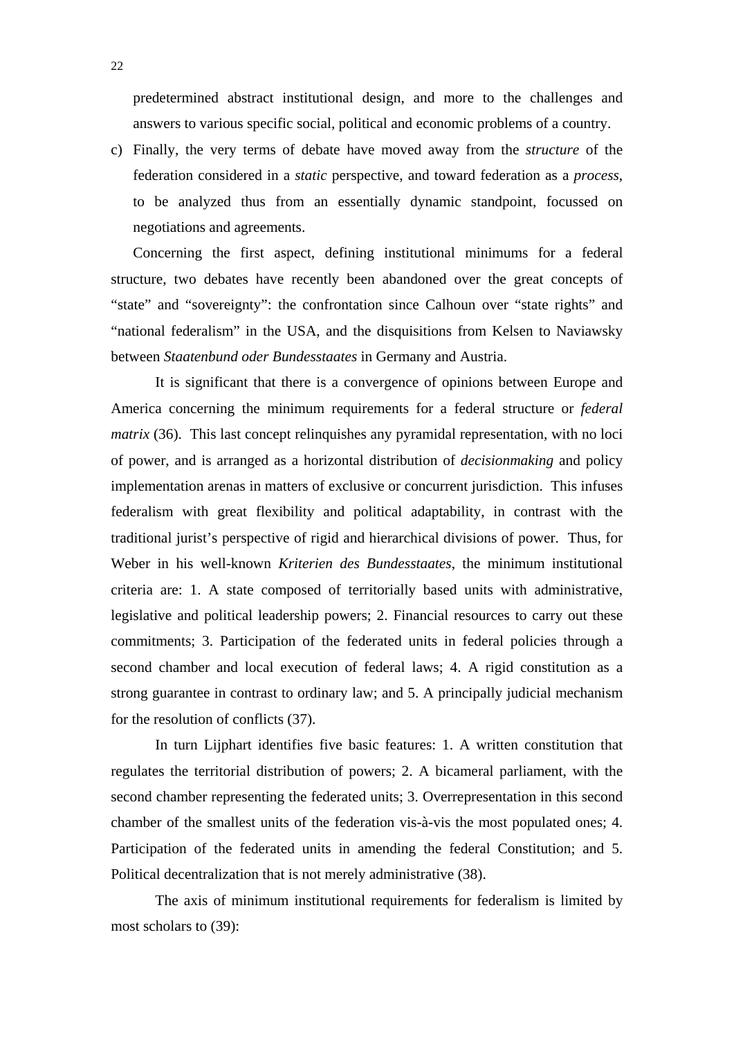predetermined abstract institutional design, and more to the challenges and answers to various specific social, political and economic problems of a country.

c) Finally, the very terms of debate have moved away from the *structure* of the federation considered in a *static* perspective, and toward federation as a *process*, to be analyzed thus from an essentially dynamic standpoint, focussed on negotiations and agreements.

Concerning the first aspect, defining institutional minimums for a federal structure, two debates have recently been abandoned over the great concepts of "state" and "sovereignty": the confrontation since Calhoun over "state rights" and "national federalism" in the USA, and the disquisitions from Kelsen to Naviawsky between *Staatenbund oder Bundesstaates* in Germany and Austria.

It is significant that there is a convergence of opinions between Europe and America concerning the minimum requirements for a federal structure or *federal matrix* (36). This last concept relinquishes any pyramidal representation, with no loci of power, and is arranged as a horizontal distribution of *decisionmaking* and policy implementation arenas in matters of exclusive or concurrent jurisdiction. This infuses federalism with great flexibility and political adaptability, in contrast with the traditional jurist's perspective of rigid and hierarchical divisions of power. Thus, for Weber in his well-known *Kriterien des Bundesstaates*, the minimum institutional criteria are: 1. A state composed of territorially based units with administrative, legislative and political leadership powers; 2. Financial resources to carry out these commitments; 3. Participation of the federated units in federal policies through a second chamber and local execution of federal laws; 4. A rigid constitution as a strong guarantee in contrast to ordinary law; and 5. A principally judicial mechanism for the resolution of conflicts (37).

In turn Lijphart identifies five basic features: 1. A written constitution that regulates the territorial distribution of powers; 2. A bicameral parliament, with the second chamber representing the federated units; 3. Overrepresentation in this second chamber of the smallest units of the federation vis-à-vis the most populated ones; 4. Participation of the federated units in amending the federal Constitution; and 5. Political decentralization that is not merely administrative (38).

The axis of minimum institutional requirements for federalism is limited by most scholars to (39):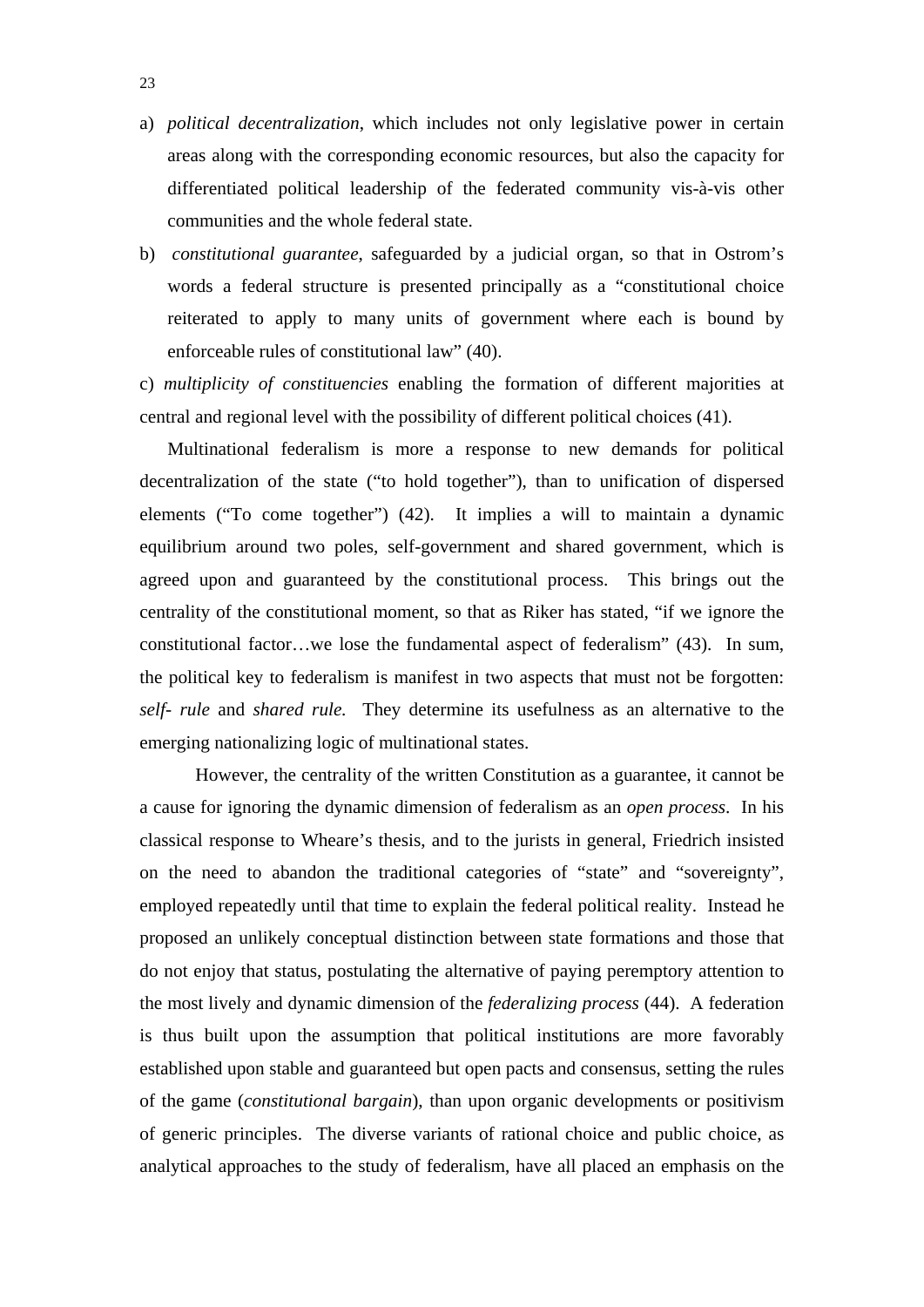a) *political decentralization*, which includes not only legislative power in certain areas along with the corresponding economic resources, but also the capacity for differentiated political leadership of the federated community vis-à-vis other communities and the whole federal state.

b) *constitutional guarantee*, safeguarded by a judicial organ, so that in Ostrom's words a federal structure is presented principally as a "constitutional choice reiterated to apply to many units of government where each is bound by enforceable rules of constitutional law" (40).

c) *multiplicity of constituencies* enabling the formation of different majorities at central and regional level with the possibility of different political choices (41).

Multinational federalism is more a response to new demands for political decentralization of the state ("to hold together"), than to unification of dispersed elements ("To come together") (42). It implies a will to maintain a dynamic equilibrium around two poles, self-government and shared government, which is agreed upon and guaranteed by the constitutional process. This brings out the centrality of the constitutional moment, so that as Riker has stated, "if we ignore the constitutional factor…we lose the fundamental aspect of federalism" (43). In sum, the political key to federalism is manifest in two aspects that must not be forgotten: *self- rule* and *shared rule.* They determine its usefulness as an alternative to the emerging nationalizing logic of multinational states.

However, the centrality of the written Constitution as a guarantee, it cannot be a cause for ignoring the dynamic dimension of federalism as an *open process*. In his classical response to Wheare's thesis, and to the jurists in general, Friedrich insisted on the need to abandon the traditional categories of "state" and "sovereignty", employed repeatedly until that time to explain the federal political reality. Instead he proposed an unlikely conceptual distinction between state formations and those that do not enjoy that status, postulating the alternative of paying peremptory attention to the most lively and dynamic dimension of the *federalizing process* (44). A federation is thus built upon the assumption that political institutions are more favorably established upon stable and guaranteed but open pacts and consensus, setting the rules of the game (*constitutional bargain*), than upon organic developments or positivism of generic principles. The diverse variants of rational choice and public choice, as analytical approaches to the study of federalism, have all placed an emphasis on the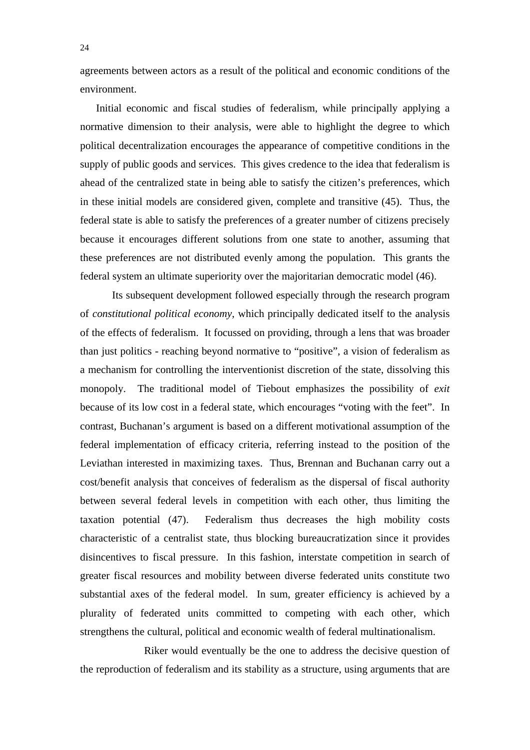agreements between actors as a result of the political and economic conditions of the environment.

Initial economic and fiscal studies of federalism, while principally applying a normative dimension to their analysis, were able to highlight the degree to which political decentralization encourages the appearance of competitive conditions in the supply of public goods and services. This gives credence to the idea that federalism is ahead of the centralized state in being able to satisfy the citizen's preferences, which in these initial models are considered given, complete and transitive (45). Thus, the federal state is able to satisfy the preferences of a greater number of citizens precisely because it encourages different solutions from one state to another, assuming that these preferences are not distributed evenly among the population. This grants the federal system an ultimate superiority over the majoritarian democratic model (46).

Its subsequent development followed especially through the research program of *constitutional political economy*, which principally dedicated itself to the analysis of the effects of federalism. It focussed on providing, through a lens that was broader than just politics - reaching beyond normative to "positive", a vision of federalism as a mechanism for controlling the interventionist discretion of the state, dissolving this monopoly. The traditional model of Tiebout emphasizes the possibility of *exit* because of its low cost in a federal state, which encourages "voting with the feet". In contrast, Buchanan's argument is based on a different motivational assumption of the federal implementation of efficacy criteria, referring instead to the position of the Leviathan interested in maximizing taxes. Thus, Brennan and Buchanan carry out a cost/benefit analysis that conceives of federalism as the dispersal of fiscal authority between several federal levels in competition with each other, thus limiting the taxation potential (47). Federalism thus decreases the high mobility costs characteristic of a centralist state, thus blocking bureaucratization since it provides disincentives to fiscal pressure. In this fashion, interstate competition in search of greater fiscal resources and mobility between diverse federated units constitute two substantial axes of the federal model. In sum, greater efficiency is achieved by a plurality of federated units committed to competing with each other, which strengthens the cultural, political and economic wealth of federal multinationalism.

Riker would eventually be the one to address the decisive question of the reproduction of federalism and its stability as a structure, using arguments that are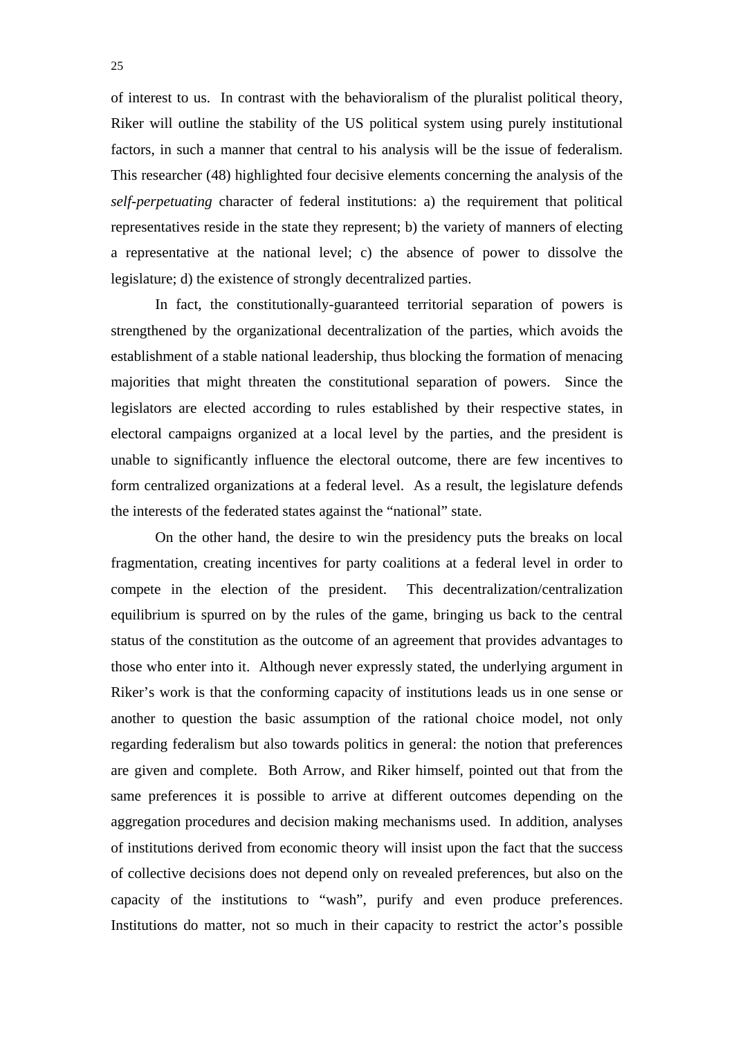of interest to us. In contrast with the behavioralism of the pluralist political theory, Riker will outline the stability of the US political system using purely institutional factors, in such a manner that central to his analysis will be the issue of federalism. This researcher (48) highlighted four decisive elements concerning the analysis of the *self-perpetuating* character of federal institutions: a) the requirement that political representatives reside in the state they represent; b) the variety of manners of electing a representative at the national level; c) the absence of power to dissolve the legislature; d) the existence of strongly decentralized parties.

In fact, the constitutionally-guaranteed territorial separation of powers is strengthened by the organizational decentralization of the parties, which avoids the establishment of a stable national leadership, thus blocking the formation of menacing majorities that might threaten the constitutional separation of powers. Since the legislators are elected according to rules established by their respective states, in electoral campaigns organized at a local level by the parties, and the president is unable to significantly influence the electoral outcome, there are few incentives to form centralized organizations at a federal level. As a result, the legislature defends the interests of the federated states against the "national" state.

On the other hand, the desire to win the presidency puts the breaks on local fragmentation, creating incentives for party coalitions at a federal level in order to compete in the election of the president. This decentralization/centralization equilibrium is spurred on by the rules of the game, bringing us back to the central status of the constitution as the outcome of an agreement that provides advantages to those who enter into it. Although never expressly stated, the underlying argument in Riker's work is that the conforming capacity of institutions leads us in one sense or another to question the basic assumption of the rational choice model, not only regarding federalism but also towards politics in general: the notion that preferences are given and complete. Both Arrow, and Riker himself, pointed out that from the same preferences it is possible to arrive at different outcomes depending on the aggregation procedures and decision making mechanisms used. In addition, analyses of institutions derived from economic theory will insist upon the fact that the success of collective decisions does not depend only on revealed preferences, but also on the capacity of the institutions to "wash", purify and even produce preferences. Institutions do matter, not so much in their capacity to restrict the actor's possible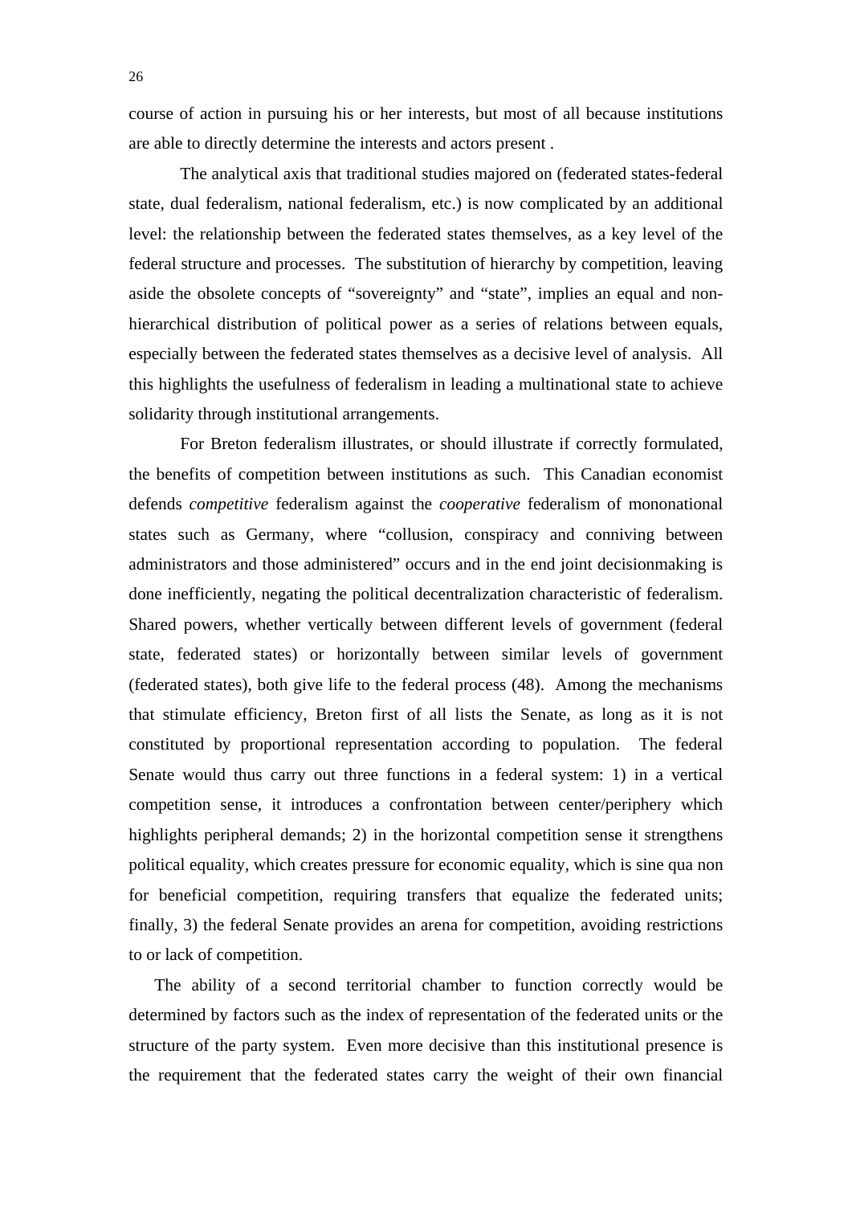course of action in pursuing his or her interests, but most of all because institutions are able to directly determine the interests and actors present .

The analytical axis that traditional studies majored on (federated states-federal state, dual federalism, national federalism, etc.) is now complicated by an additional level: the relationship between the federated states themselves, as a key level of the federal structure and processes. The substitution of hierarchy by competition, leaving aside the obsolete concepts of "sovereignty" and "state", implies an equal and non-hierarchical distribution of political power as a series of relations between equals, especially between the federated states themselves as a decisive level of analysis. All this highlights the usefulness of federalism in leading a multinational state to achieve solidarity through institutional arrangements.

For Breton federalism illustrates, or should illustrate if correctly formulated, the benefits of competition between institutions as such. This Canadian economist defends *competitive* federalism against the *cooperative* federalism of mononational states such as Germany, where "collusion, conspiracy and conniving between administrators and those administered" occurs and in the end joint decisionmaking is done inefficiently, negating the political decentralization characteristic of federalism. Shared powers, whether vertically between different levels of government (federal state, federated states) or horizontally between similar levels of government (federated states), both give life to the federal process (48). Among the mechanisms that stimulate efficiency, Breton first of all lists the Senate, as long as it is not constituted by proportional representation according to population. The federal Senate would thus carry out three functions in a federal system: 1) in a vertical competition sense, it introduces a confrontation between center/periphery which highlights peripheral demands; 2) in the horizontal competition sense it strengthens political equality, which creates pressure for economic equality, which is sine qua non for beneficial competition, requiring transfers that equalize the federated units; finally, 3) the federal Senate provides an arena for competition, avoiding restrictions to or lack of competition.

The ability of a second territorial chamber to function correctly would be determined by factors such as the index of representation of the federated units or the structure of the party system. Even more decisive than this institutional presence is the requirement that the federated states carry the weight of their own financial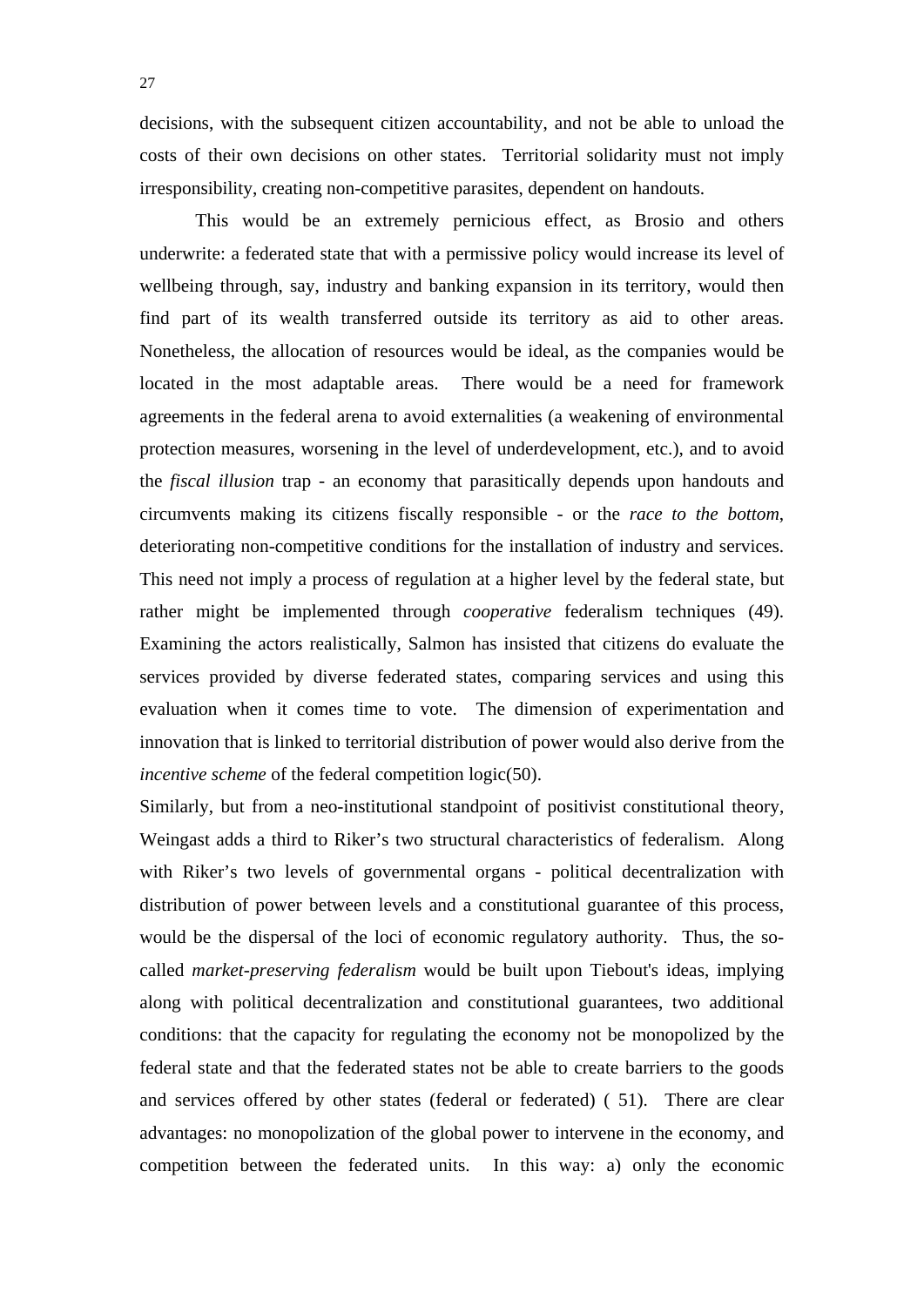decisions, with the subsequent citizen accountability, and not be able to unload the costs of their own decisions on other states. Territorial solidarity must not imply irresponsibility, creating non-competitive parasites, dependent on handouts.

This would be an extremely pernicious effect, as Brosio and others underwrite: a federated state that with a permissive policy would increase its level of wellbeing through, say, industry and banking expansion in its territory, would then find part of its wealth transferred outside its territory as aid to other areas. Nonetheless, the allocation of resources would be ideal, as the companies would be located in the most adaptable areas. There would be a need for framework agreements in the federal arena to avoid externalities (a weakening of environmental protection measures, worsening in the level of underdevelopment, etc.), and to avoid the *fiscal illusion* trap - an economy that parasitically depends upon handouts and circumvents making its citizens fiscally responsible - or the *race to the bottom*, deteriorating non-competitive conditions for the installation of industry and services. This need not imply a process of regulation at a higher level by the federal state, but rather might be implemented through *cooperative* federalism techniques (49). Examining the actors realistically, Salmon has insisted that citizens do evaluate the services provided by diverse federated states, comparing services and using this evaluation when it comes time to vote. The dimension of experimentation and innovation that is linked to territorial distribution of power would also derive from the *incentive scheme* of the federal competition logic(50).

Similarly, but from a neo-institutional standpoint of positivist constitutional theory, Weingast adds a third to Riker's two structural characteristics of federalism. Along with Riker's two levels of governmental organs - political decentralization with distribution of power between levels and a constitutional guarantee of this process, would be the dispersal of the loci of economic regulatory authority. Thus, the so-called *market-preserving federalism* would be built upon Tiebout's ideas, implying along with political decentralization and constitutional guarantees, two additional conditions: that the capacity for regulating the economy not be monopolized by the federal state and that the federated states not be able to create barriers to the goods and services offered by other states (federal or federated) ( 51). There are clear advantages: no monopolization of the global power to intervene in the economy, and competition between the federated units. In this way: a) only the economic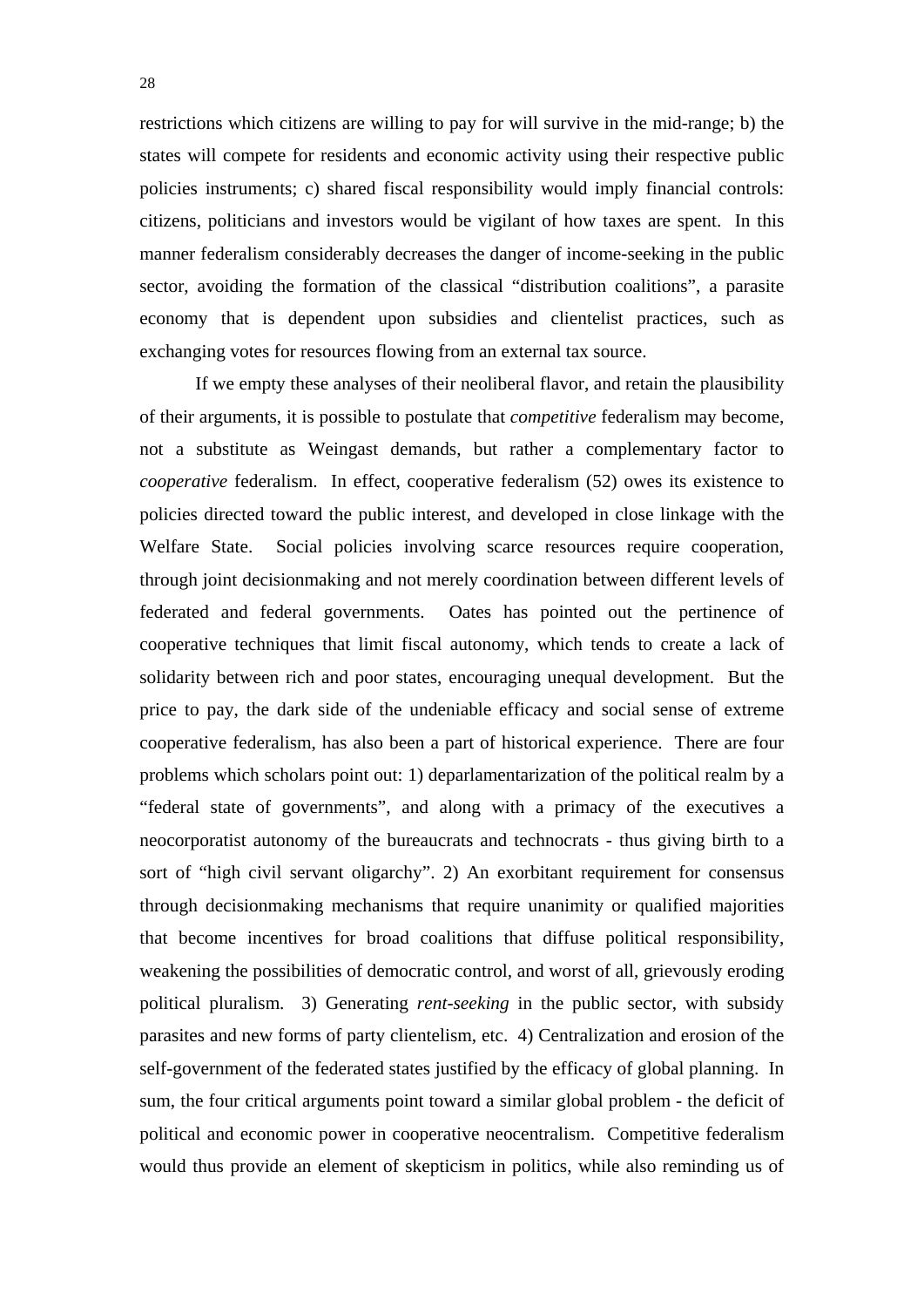restrictions which citizens are willing to pay for will survive in the mid-range; b) the states will compete for residents and economic activity using their respective public policies instruments; c) shared fiscal responsibility would imply financial controls: citizens, politicians and investors would be vigilant of how taxes are spent. In this manner federalism considerably decreases the danger of income-seeking in the public sector, avoiding the formation of the classical "distribution coalitions", a parasite economy that is dependent upon subsidies and clientelist practices, such as exchanging votes for resources flowing from an external tax source.

If we empty these analyses of their neoliberal flavor, and retain the plausibility of their arguments, it is possible to postulate that *competitive* federalism may become, not a substitute as Weingast demands, but rather a complementary factor to *cooperative* federalism. In effect, cooperative federalism (52) owes its existence to policies directed toward the public interest, and developed in close linkage with the Welfare State. Social policies involving scarce resources require cooperation, through joint decisionmaking and not merely coordination between different levels of federated and federal governments. Oates has pointed out the pertinence of cooperative techniques that limit fiscal autonomy, which tends to create a lack of solidarity between rich and poor states, encouraging unequal development. But the price to pay, the dark side of the undeniable efficacy and social sense of extreme cooperative federalism, has also been a part of historical experience. There are four problems which scholars point out: 1) deparlamentarization of the political realm by a "federal state of governments", and along with a primacy of the executives a neocorporatist autonomy of the bureaucrats and technocrats - thus giving birth to a sort of "high civil servant oligarchy". 2) An exorbitant requirement for consensus through decisionmaking mechanisms that require unanimity or qualified majorities that become incentives for broad coalitions that diffuse political responsibility, weakening the possibilities of democratic control, and worst of all, grievously eroding political pluralism. 3) Generating *rent-seeking* in the public sector, with subsidy parasites and new forms of party clientelism, etc. 4) Centralization and erosion of the self-government of the federated states justified by the efficacy of global planning. In sum, the four critical arguments point toward a similar global problem - the deficit of political and economic power in cooperative neocentralism. Competitive federalism would thus provide an element of skepticism in politics, while also reminding us of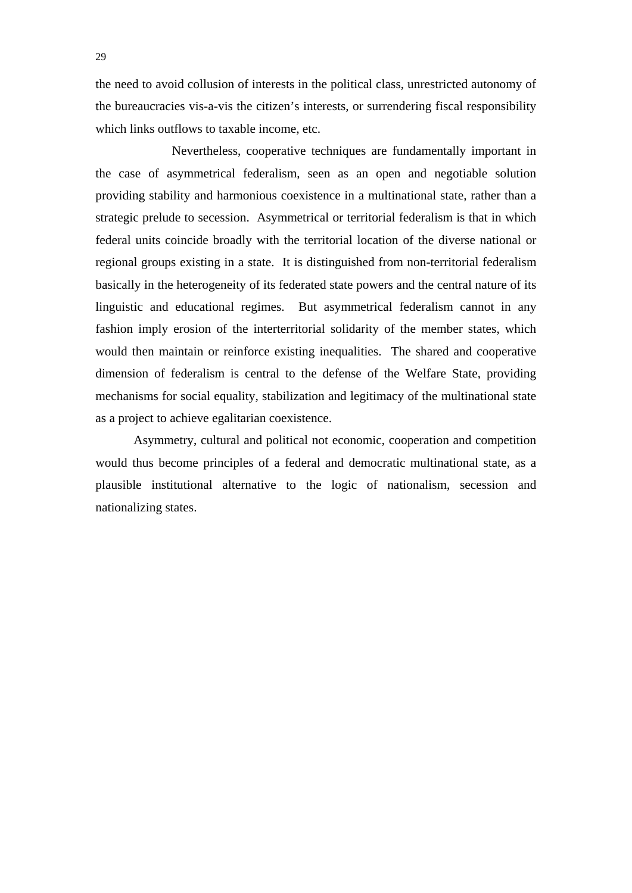the need to avoid collusion of interests in the political class, unrestricted autonomy of the bureaucracies vis-a-vis the citizen's interests, or surrendering fiscal responsibility which links outflows to taxable income, etc.

Nevertheless, cooperative techniques are fundamentally important in the case of asymmetrical federalism, seen as an open and negotiable solution providing stability and harmonious coexistence in a multinational state, rather than a strategic prelude to secession. Asymmetrical or territorial federalism is that in which federal units coincide broadly with the territorial location of the diverse national or regional groups existing in a state. It is distinguished from non-territorial federalism basically in the heterogeneity of its federated state powers and the central nature of its linguistic and educational regimes. But asymmetrical federalism cannot in any fashion imply erosion of the interterritorial solidarity of the member states, which would then maintain or reinforce existing inequalities. The shared and cooperative dimension of federalism is central to the defense of the Welfare State, providing mechanisms for social equality, stabilization and legitimacy of the multinational state as a project to achieve egalitarian coexistence.

Asymmetry, cultural and political not economic, cooperation and competition would thus become principles of a federal and democratic multinational state, as a plausible institutional alternative to the logic of nationalism, secession and nationalizing states.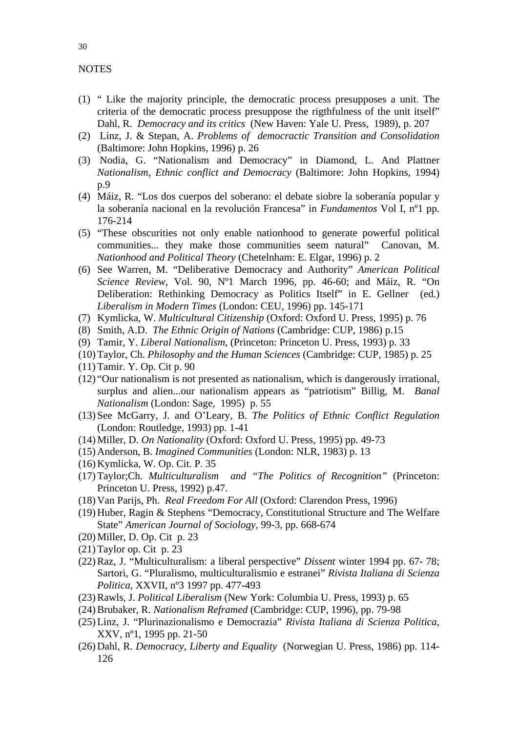NOTES

(1) " Like the majority principle, the democratic process presupposes a unit. The criteria of the democratic process presuppose the rigthfulness of the unit itself" Dahl, R. *Democracy and its critics* (New Haven: Yale U. Press, 1989), p. 207
(2) Linz, J. & Stepan, A. *Problems of democractic Transition and Consolidation* (Baltimore: John Hopkins, 1996) p. 26
(3) Nodia, G. "Nationalism and Democracy" in Diamond, L. And Plattner *Nationalism, Ethnic conflict and Democracy* (Baltimore: John Hopkins, 1994) p.9
(4) Máiz, R. "Los dos cuerpos del soberano: el debate siobre la soberanía popular y la soberanía nacional en la revolución Francesa" in *Fundamentos* Vol I, nº1 pp. 176-214
(5) "These obscurities not only enable nationhood to generate powerful political communities... they make those communities seem natural" Canovan, M. *Nationhood and Political Theory* (Chetelnham: E. Elgar, 1996) p. 2
(6) See Warren, M. "Deliberative Democracy and Authority" *American Political Science Review*, Vol. 90, Nº1 March 1996, pp. 46-60; and Máiz, R. "On Deliberation: Rethinking Democracy as Politics Itself" in E. Gellner (ed.) *Liberalism in Modern Times* (London: CEU, 1996) pp. 145-171
(7) Kymlicka, W. *Multicultural Citizenship* (Oxford: Oxford U. Press, 1995) p. 76
(8) Smith, A.D. *The Ethnic Origin of Nations* (Cambridge: CUP, 1986) p.15
(9) Tamir, Y. *Liberal Nationalism*, (Princeton: Princeton U. Press, 1993) p. 33
(10) Taylor, Ch. *Philosophy and the Human Sciences* (Cambridge: CUP, 1985) p. 25
(11) Tamir. Y. Op. Cit p. 90
(12) "Our nationalism is not presented as nationalism, which is dangerously irrational, surplus and alien...our nationalism appears as "patriotism" Billig, M. *Banal Nationalism* (London: Sage, 1995) p. 55
(13) See McGarry, J. and O'Leary, B. *The Politics of Ethnic Conflict Regulation* (London: Routledge, 1993) pp. 1-41
(14) Miller, D. *On Nationality* (Oxford: Oxford U. Press, 1995) pp. 49-73
(15) Anderson, B. *Imagined Communities* (London: NLR, 1983) p. 13
(16) Kymlicka, W. Op. Cit. P. 35
(17) Taylor;Ch. *Multiculturalism and "The Politics of Recognition"* (Princeton: Princeton U. Press, 1992) p.47.
(18) Van Parijs, Ph. *Real Freedom For All* (Oxford: Clarendon Press, 1996)
(19) Huber, Ragin & Stephens "Democracy, Constitutional Structure and The Welfare State" *American Journal of Sociology*, 99-3, pp. 668-674
(20) Miller, D. Op. Cit p. 23
(21) Taylor op. Cit p. 23
(22) Raz, J. "Multiculturalism: a liberal perspective" *Dissent* winter 1994 pp. 67- 78; Sartori, G. "Pluralismo, multiculturalismio e estranei" *Rivista Italiana di Scienza Politica*, XXVII, nº3 1997 pp. 477-493
(23) Rawls, J. *Political Liberalism* (New York: Columbia U. Press, 1993) p. 65
(24) Brubaker, R. *Nationalism Reframed* (Cambridge: CUP, 1996), pp. 79-98
(25) Linz, J. "Plurinazionalismo e Democrazia" *Rivista Italiana di Scienza Politica*, XXV, nº1, 1995 pp. 21-50
(26) Dahl, R. *Democracy, Liberty and Equality* (Norwegian U. Press, 1986) pp. 114-126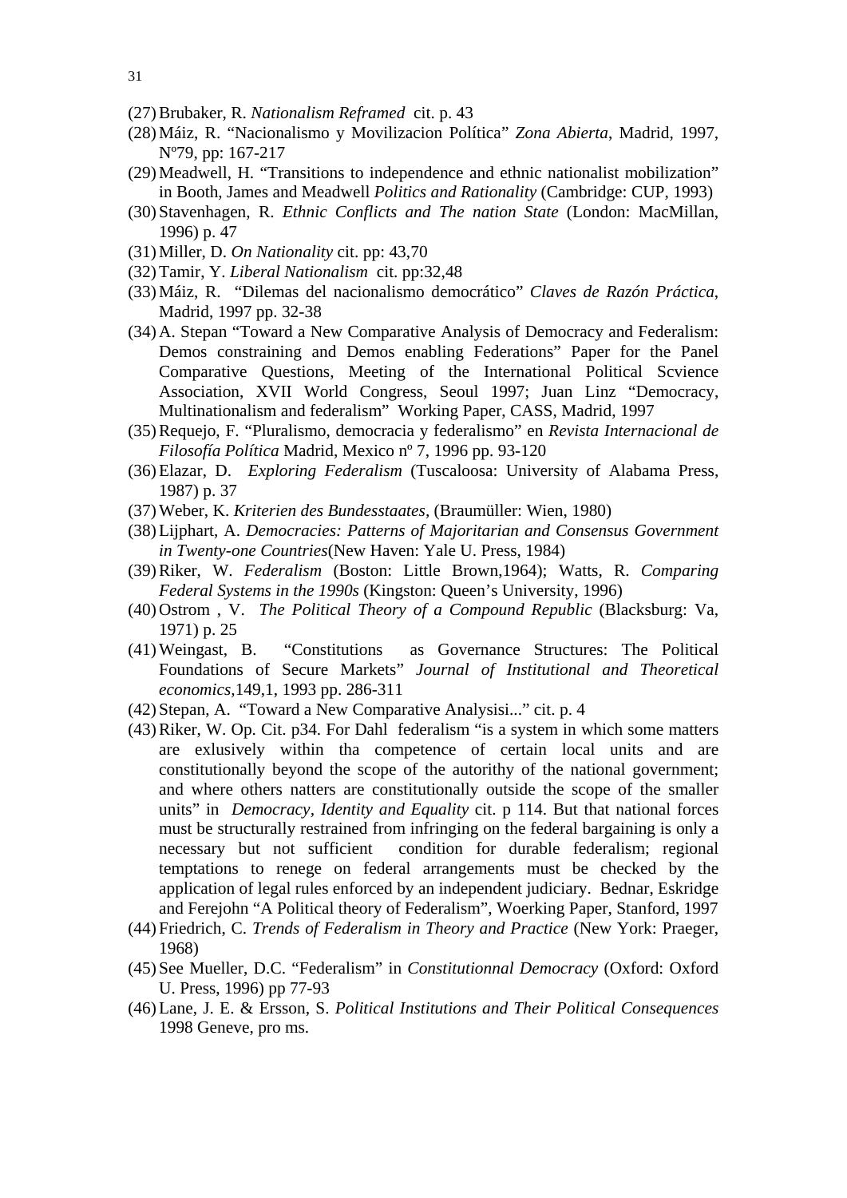(27) Brubaker, R. *Nationalism Reframed* cit. p. 43

(28) Máiz, R. "Nacionalismo y Movilizacion Política" *Zona Abierta*, Madrid, 1997, Nº79, pp: 167-217

(29) Meadwell, H. "Transitions to independence and ethnic nationalist mobilization" in Booth, James and Meadwell *Politics and Rationality* (Cambridge: CUP, 1993)

(30) Stavenhagen, R. *Ethnic Conflicts and The nation State* (London: MacMillan, 1996) p. 47

(31) Miller, D. *On Nationality* cit. pp: 43,70

(32) Tamir, Y. *Liberal Nationalism* cit. pp:32,48

(33) Máiz, R. "Dilemas del nacionalismo democrático" *Claves de Razón Práctica*, Madrid, 1997 pp. 32-38

(34) A. Stepan "Toward a New Comparative Analysis of Democracy and Federalism: Demos constraining and Demos enabling Federations" Paper for the Panel Comparative Questions, Meeting of the International Political Scvience Association, XVII World Congress, Seoul 1997; Juan Linz "Democracy, Multinationalism and federalism" Working Paper, CASS, Madrid, 1997

(35) Requejo, F. "Pluralismo, democracia y federalismo" en *Revista Internacional de Filosofía Política* Madrid, Mexico nº 7, 1996 pp. 93-120

(36) Elazar, D. *Exploring Federalism* (Tuscaloosa: University of Alabama Press, 1987) p. 37

(37) Weber, K. *Kriterien des Bundesstaates,* (Braumüller: Wien, 1980)

(38) Lijphart, A. *Democracies: Patterns of Majoritarian and Consensus Government in Twenty-one Countries*(New Haven: Yale U. Press, 1984)

(39) Riker, W. *Federalism* (Boston: Little Brown,1964); Watts, R. *Comparing Federal Systems in the 1990s* (Kingston: Queen's University, 1996)

(40) Ostrom , V. *The Political Theory of a Compound Republic* (Blacksburg: Va, 1971) p. 25

(41) Weingast, B. "Constitutions as Governance Structures: The Political Foundations of Secure Markets" *Journal of Institutional and Theoretical economics*,149,1, 1993 pp. 286-311

(42) Stepan, A. "Toward a New Comparative Analysisi..." cit. p. 4

(43) Riker, W. Op. Cit. p34. For Dahl federalism "is a system in which some matters are exlusively within tha competence of certain local units and are constitutionally beyond the scope of the autorithy of the national government; and where others natters are constitutionally outside the scope of the smaller units" in *Democracy, Identity and Equality* cit. p 114. But that national forces must be structurally restrained from infringing on the federal bargaining is only a necessary but not sufficient condition for durable federalism; regional temptations to renege on federal arrangements must be checked by the application of legal rules enforced by an independent judiciary. Bednar, Eskridge and Ferejohn "A Political theory of Federalism", Woerking Paper, Stanford, 1997

(44) Friedrich, C. *Trends of Federalism in Theory and Practice* (New York: Praeger, 1968)

(45) See Mueller, D.C. "Federalism" in *Constitutionnal Democracy* (Oxford: Oxford U. Press, 1996) pp 77-93

(46) Lane, J. E. & Ersson, S. *Political Institutions and Their Political Consequences* 1998 Geneve, pro ms.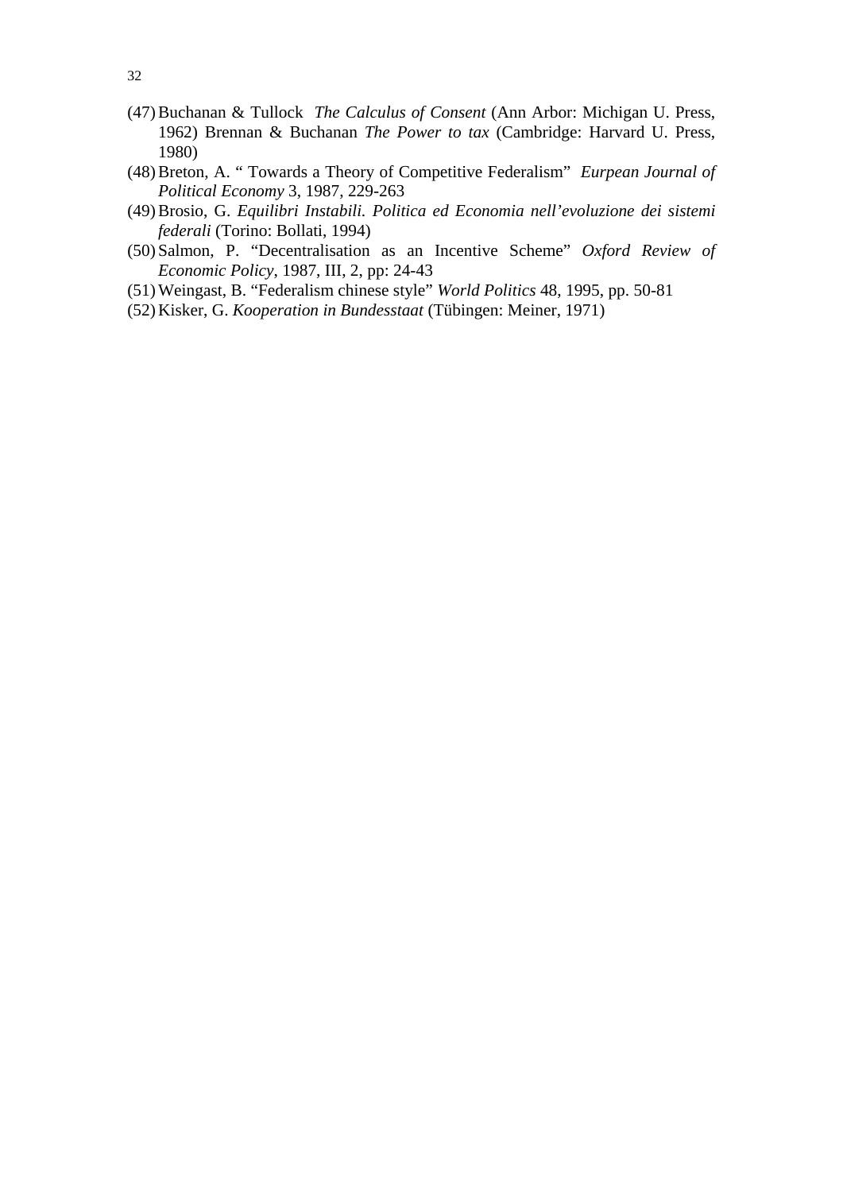(47) Buchanan & Tullock *The Calculus of Consent* (Ann Arbor: Michigan U. Press, 1962) Brennan & Buchanan *The Power to tax* (Cambridge: Harvard U. Press, 1980)

(48) Breton, A. " Towards a Theory of Competitive Federalism" *Eurpean Journal of Political Economy* 3, 1987, 229-263

(49) Brosio, G. *Equilibri Instabili. Politica ed Economia nell'evoluzione dei sistemi federali* (Torino: Bollati, 1994)

(50) Salmon, P. "Decentralisation as an Incentive Scheme" *Oxford Review of Economic Policy*, 1987, III, 2, pp: 24-43

(51) Weingast, B. "Federalism chinese style" *World Politics* 48, 1995, pp. 50-81

(52) Kisker, G. *Kooperation in Bundesstaat* (Tübingen: Meiner, 1971)